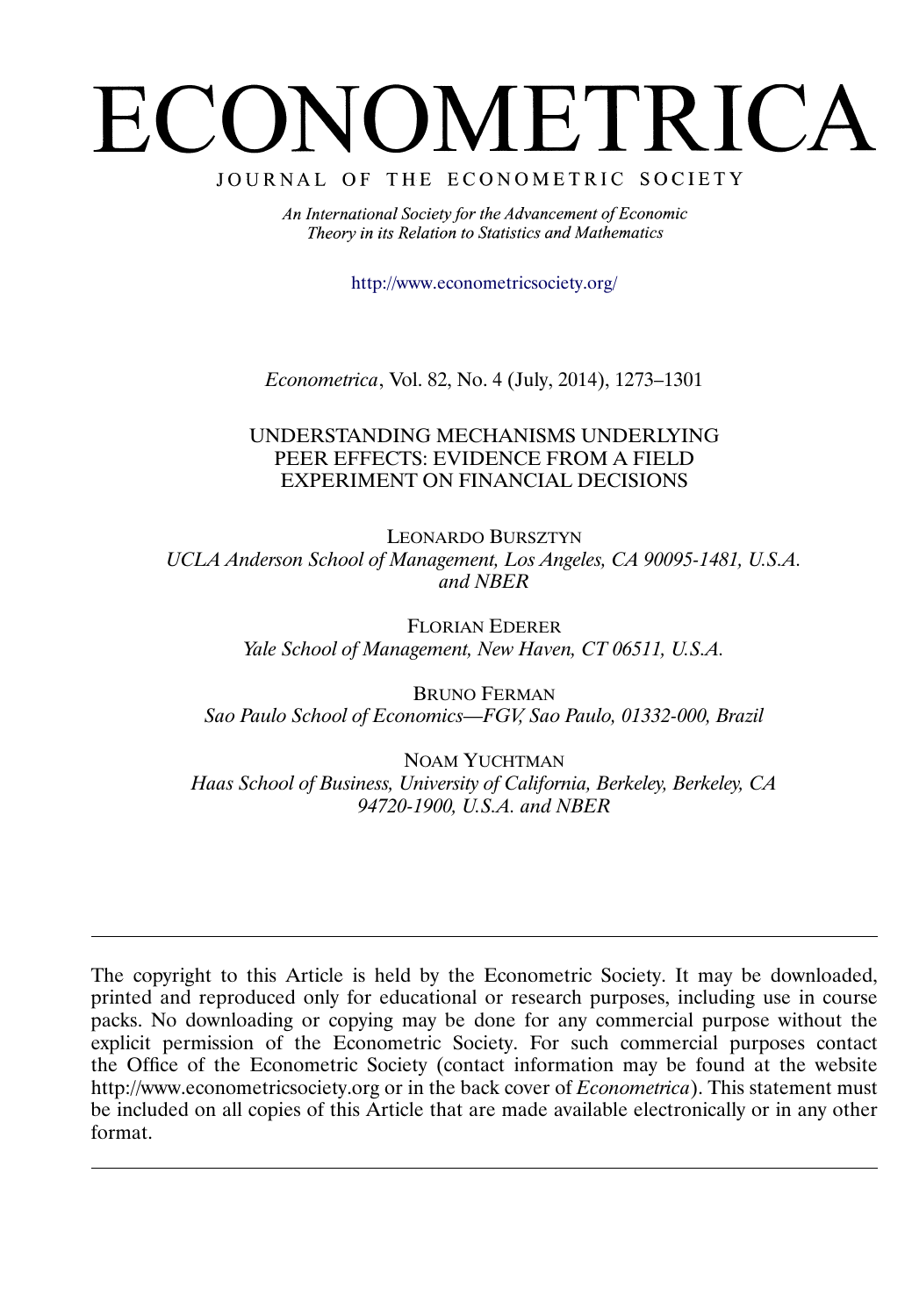# ECONOMETRICA

JOURNAL OF THE ECONOMETRIC SOCIETY

*An International Society for the Advancement of Economic Theory in its Relation to Statistics and Mathematics*

http://www.econometricsociety.org/

*Econometrica*, Vol. 82, No. 4 (July, 2014), 1273–1301

## UNDERSTANDING MECHANISMS UNDERLYING PEER EFFECTS: EVIDENCE FROM A FIELD EXPERIMENT ON FINANCIAL DECISIONS

LEONARDO BURSZTYN
*UCLA Anderson School of Management, Los Angeles, CA 90095-1481, U.S.A. and NBER*

FLORIAN EDERER
*Yale School of Management, New Haven, CT 06511, U.S.A.*

BRUNO FERMAN
*Sao Paulo School of Economics—FGV, Sao Paulo, 01332-000, Brazil*

NOAM YUCHTMAN
*Haas School of Business, University of California, Berkeley, Berkeley, CA 94720-1900, U.S.A. and NBER*

---

The copyright to this Article is held by the Econometric Society. It may be downloaded, printed and reproduced only for educational or research purposes, including use in course packs. No downloading or copying may be done for any commercial purpose without the explicit permission of the Econometric Society. For such commercial purposes contact the Office of the Econometric Society (contact information may be found at the website http://www.econometricsociety.org or in the back cover of *Econometrica*). This statement must be included on all copies of this Article that are made available electronically or in any other format.

---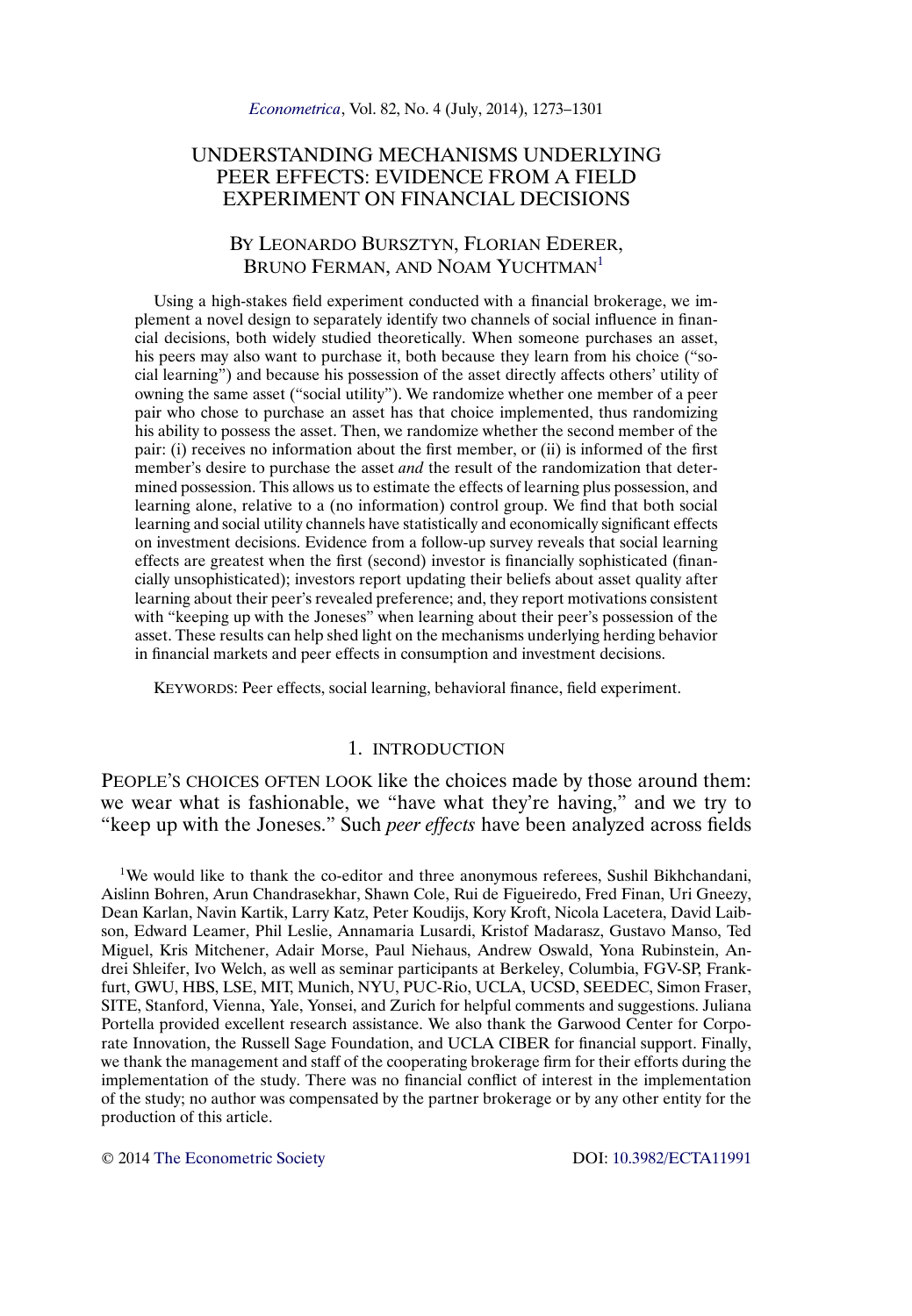# UNDERSTANDING MECHANISMS UNDERLYING PEER EFFECTS: EVIDENCE FROM A FIELD EXPERIMENT ON FINANCIAL DECISIONS

BY LEONARDO BURSZTYN, FLORIAN EDERER, BRUNO FERMAN, AND NOAM YUCHTMAN[1]

Using a high-stakes field experiment conducted with a financial brokerage, we implement a novel design to separately identify two channels of social influence in financial decisions, both widely studied theoretically. When someone purchases an asset, his peers may also want to purchase it, both because they learn from his choice ("social learning") and because his possession of the asset directly affects others' utility of owning the same asset ("social utility"). We randomize whether one member of a peer pair who chose to purchase an asset has that choice implemented, thus randomizing his ability to possess the asset. Then, we randomize whether the second member of the pair: (i) receives no information about the first member, or (ii) is informed of the first member's desire to purchase the asset *and* the result of the randomization that determined possession. This allows us to estimate the effects of learning plus possession, and learning alone, relative to a (no information) control group. We find that both social learning and social utility channels have statistically and economically significant effects on investment decisions. Evidence from a follow-up survey reveals that social learning effects are greatest when the first (second) investor is financially sophisticated (financially unsophisticated); investors report updating their beliefs about asset quality after learning about their peer's revealed preference; and, they report motivations consistent with "keeping up with the Joneses" when learning about their peer's possession of the asset. These results can help shed light on the mechanisms underlying herding behavior in financial markets and peer effects in consumption and investment decisions.

KEYWORDS: Peer effects, social learning, behavioral finance, field experiment.

## 1. INTRODUCTION

PEOPLE'S CHOICES OFTEN LOOK like the choices made by those around them: we wear what is fashionable, we "have what they're having," and we try to "keep up with the Joneses." Such *peer effects* have been analyzed across fields

[1] We would like to thank the co-editor and three anonymous referees, Sushil Bikhchandani, Aislinn Bohren, Arun Chandrasekhar, Shawn Cole, Rui de Figueiredo, Fred Finan, Uri Gneezy, Dean Karlan, Navin Kartik, Larry Katz, Peter Koudijs, Kory Kroft, Nicola Lacetera, David Laibson, Edward Leamer, Phil Leslie, Annamaria Lusardi, Kristof Madarasz, Gustavo Manso, Ted Miguel, Kris Mitchener, Adair Morse, Paul Niehaus, Andrew Oswald, Yona Rubinstein, Andrei Shleifer, Ivo Welch, as well as seminar participants at Berkeley, Columbia, FGV-SP, Frankfurt, GWU, HBS, LSE, MIT, Munich, NYU, PUC-Rio, UCLA, UCSD, SEEDEC, Simon Fraser, SITE, Stanford, Vienna, Yale, Yonsei, and Zurich for helpful comments and suggestions. Juliana Portella provided excellent research assistance. We also thank the Garwood Center for Corporate Innovation, the Russell Sage Foundation, and UCLA CIBER for financial support. Finally, we thank the management and staff of the cooperating brokerage firm for their efforts during the implementation of the study. There was no financial conflict of interest in the implementation of the study; no author was compensated by the partner brokerage or by any other entity for the production of this article.

© 2014 The Econometric Society DOI: 10.3982/ECTA11991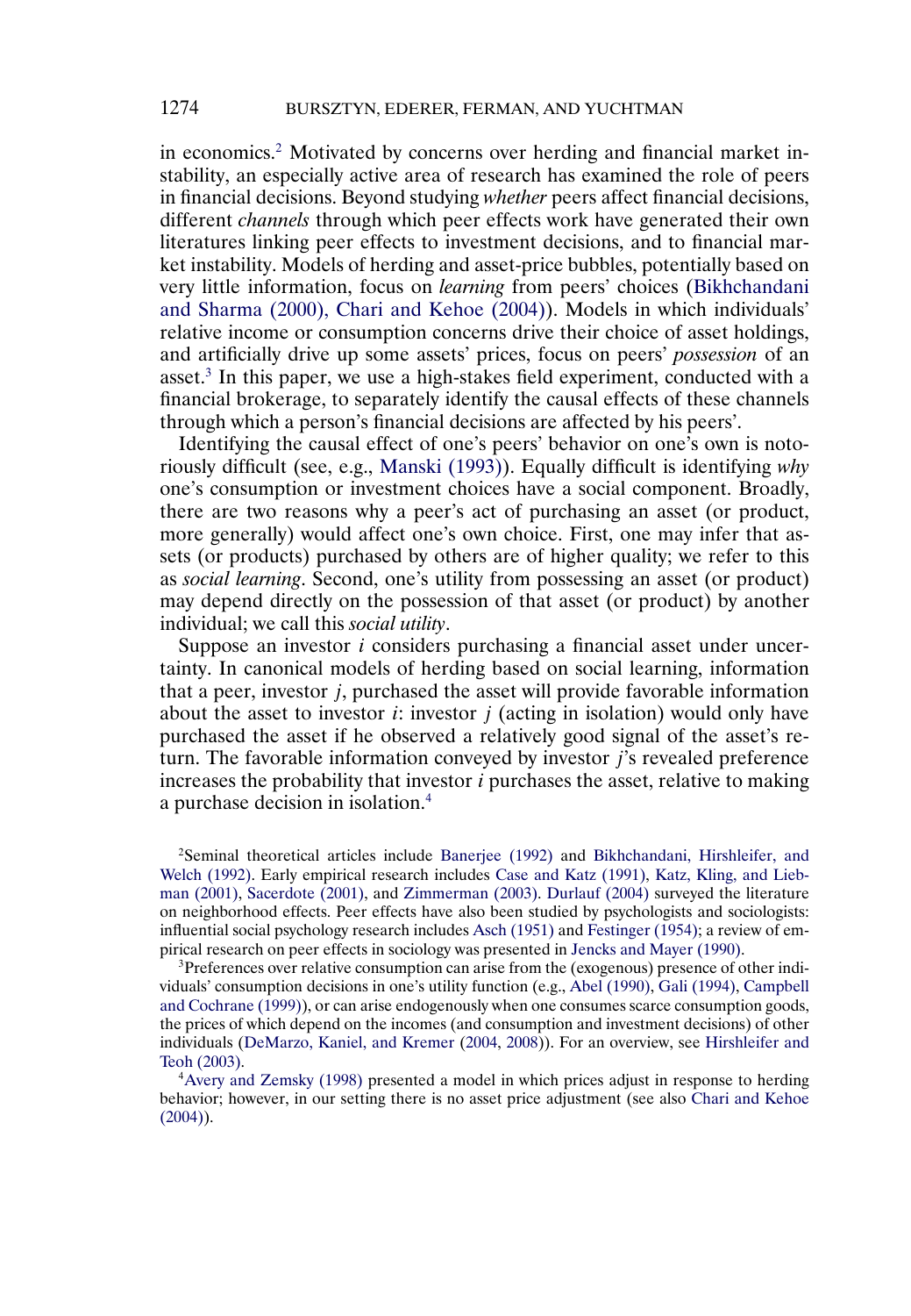in economics.[2] Motivated by concerns over herding and financial market instability, an especially active area of research has examined the role of peers in financial decisions. Beyond studying *whether* peers affect financial decisions, different *channels* through which peer effects work have generated their own literatures linking peer effects to investment decisions, and to financial market instability. Models of herding and asset-price bubbles, potentially based on very little information, focus on *learning* from peers' choices (Bikhchandani and Sharma (2000), Chari and Kehoe (2004)). Models in which individuals' relative income or consumption concerns drive their choice of asset holdings, and artificially drive up some assets' prices, focus on peers' *possession* of an asset.[3] In this paper, we use a high-stakes field experiment, conducted with a financial brokerage, to separately identify the causal effects of these channels through which a person's financial decisions are affected by his peers'.

Identifying the causal effect of one's peers' behavior on one's own is notoriously difficult (see, e.g., Manski (1993)). Equally difficult is identifying *why* one's consumption or investment choices have a social component. Broadly, there are two reasons why a peer's act of purchasing an asset (or product, more generally) would affect one's own choice. First, one may infer that assets (or products) purchased by others are of higher quality; we refer to this as *social learning*. Second, one's utility from possessing an asset (or product) may depend directly on the possession of that asset (or product) by another individual; we call this *social utility*.

Suppose an investor $i$ considers purchasing a financial asset under uncertainty. In canonical models of herding based on social learning, information that a peer, investor $j$, purchased the asset will provide favorable information about the asset to investor $i$: investor $j$ (acting in isolation) would only have purchased the asset if he observed a relatively good signal of the asset's return. The favorable information conveyed by investor $j$'s revealed preference increases the probability that investor $i$ purchases the asset, relative to making a purchase decision in isolation.[4]

[2] Seminal theoretical articles include Banerjee (1992) and Bikhchandani, Hirshleifer, and Welch (1992). Early empirical research includes Case and Katz (1991), Katz, Kling, and Liebman (2001), Sacerdote (2001), and Zimmerman (2003). Durlauf (2004) surveyed the literature on neighborhood effects. Peer effects have also been studied by psychologists and sociologists: influential social psychology research includes Asch (1951) and Festinger (1954); a review of empirical research on peer effects in sociology was presented in Jencks and Mayer (1990).

[3] Preferences over relative consumption can arise from the (exogenous) presence of other individuals' consumption decisions in one's utility function (e.g., Abel (1990), Gali (1994), Campbell and Cochrane (1999)), or can arise endogenously when one consumes scarce consumption goods, the prices of which depend on the incomes (and consumption and investment decisions) of other individuals (DeMarzo, Kaniel, and Kremer (2004, 2008)). For an overview, see Hirshleifer and Teoh (2003).

[4] Avery and Zemsky (1998) presented a model in which prices adjust in response to herding behavior; however, in our setting there is no asset price adjustment (see also Chari and Kehoe (2004)).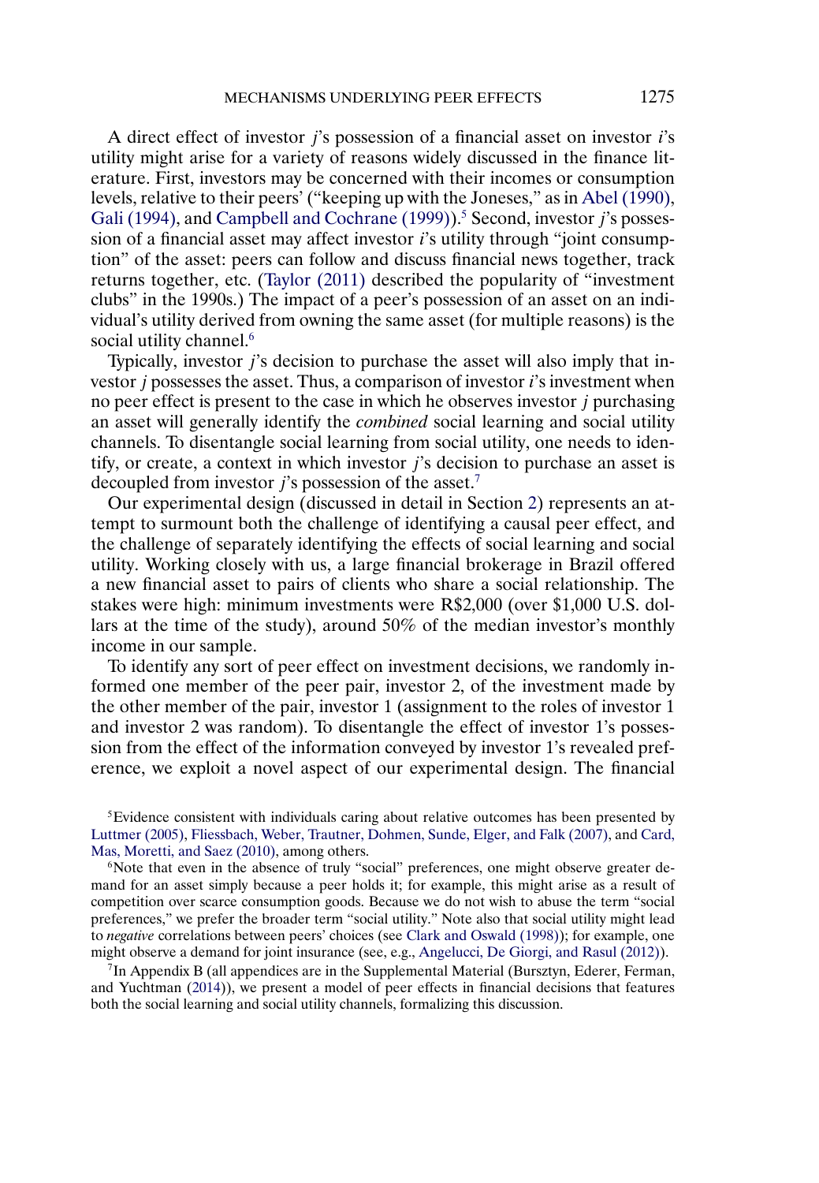A direct effect of investor *j*'s possession of a financial asset on investor *i*'s utility might arise for a variety of reasons widely discussed in the finance literature. First, investors may be concerned with their incomes or consumption levels, relative to their peers' ("keeping up with the Joneses," as in Abel (1990), Gali (1994), and Campbell and Cochrane (1999)).[5] Second, investor *j*'s possession of a financial asset may affect investor *i*'s utility through "joint consumption" of the asset: peers can follow and discuss financial news together, track returns together, etc. (Taylor (2011) described the popularity of "investment clubs" in the 1990s.) The impact of a peer's possession of an asset on an individual's utility derived from owning the same asset (for multiple reasons) is the social utility channel.[6]

Typically, investor *j*'s decision to purchase the asset will also imply that investor *j* possesses the asset. Thus, a comparison of investor *i*'s investment when no peer effect is present to the case in which he observes investor *j* purchasing an asset will generally identify the *combined* social learning and social utility channels. To disentangle social learning from social utility, one needs to identify, or create, a context in which investor *j*'s decision to purchase an asset is decoupled from investor *j*'s possession of the asset.[7]

Our experimental design (discussed in detail in Section 2) represents an attempt to surmount both the challenge of identifying a causal peer effect, and the challenge of separately identifying the effects of social learning and social utility. Working closely with us, a large financial brokerage in Brazil offered a new financial asset to pairs of clients who share a social relationship. The stakes were high: minimum investments were R$2,000 (over $1,000 U.S. dollars at the time of the study), around 50% of the median investor's monthly income in our sample.

To identify any sort of peer effect on investment decisions, we randomly informed one member of the peer pair, investor 2, of the investment made by the other member of the pair, investor 1 (assignment to the roles of investor 1 and investor 2 was random). To disentangle the effect of investor 1's possession from the effect of the information conveyed by investor 1's revealed preference, we exploit a novel aspect of our experimental design. The financial

[5]Evidence consistent with individuals caring about relative outcomes has been presented by Luttmer (2005), Fliessbach, Weber, Trautner, Dohmen, Sunde, Elger, and Falk (2007), and Card, Mas, Moretti, and Saez (2010), among others.

[6]Note that even in the absence of truly "social" preferences, one might observe greater demand for an asset simply because a peer holds it; for example, this might arise as a result of competition over scarce consumption goods. Because we do not wish to abuse the term "social preferences," we prefer the broader term "social utility." Note also that social utility might lead to *negative* correlations between peers' choices (see Clark and Oswald (1998)); for example, one might observe a demand for joint insurance (see, e.g., Angelucci, De Giorgi, and Rasul (2012)).

[7]In Appendix B (all appendices are in the Supplemental Material (Bursztyn, Ederer, Ferman, and Yuchtman (2014)), we present a model of peer effects in financial decisions that features both the social learning and social utility channels, formalizing this discussion.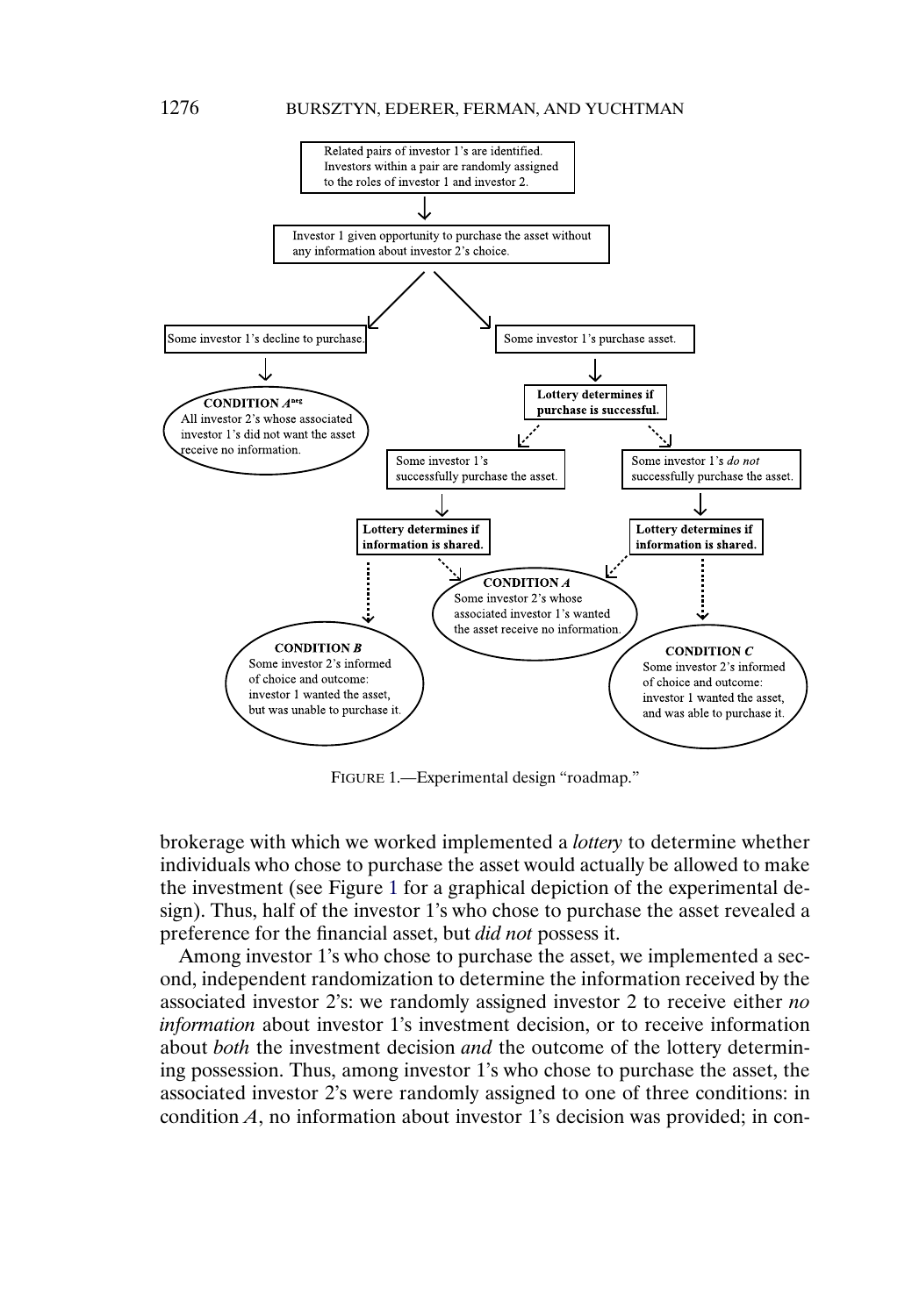Related pairs of investor 1's are identified. Investors within a pair are randomly assigned to the roles of investor 1 and investor 2.

Investor 1 given opportunity to purchase the asset without any information about investor 2's choice.

Some investor 1's decline to purchase.

**CONDITION $A^{neg}$**
All investor 2's whose associated investor 1's did not want the asset receive no information.

Some investor 1's purchase asset.

**Lottery determines if purchase is successful.**

Some investor 1's successfully purchase the asset.

Some investor 1's *do not* successfully purchase the asset.

**Lottery determines if information is shared.**

**Lottery determines if information is shared.**

**CONDITION *A***
Some investor 2's whose associated investor 1's wanted the asset receive no information.

**CONDITION *B***
Some investor 2's informed of choice and outcome: investor 1 wanted the asset, but was unable to purchase it.

**CONDITION *C***
Some investor 2's informed of choice and outcome: investor 1 wanted the asset, and was able to purchase it.

FIGURE 1.—Experimental design "roadmap."

brokerage with which we worked implemented a *lottery* to determine whether individuals who chose to purchase the asset would actually be allowed to make the investment (see Figure 1 for a graphical depiction of the experimental design). Thus, half of the investor 1's who chose to purchase the asset revealed a preference for the financial asset, but *did not* possess it.

Among investor 1's who chose to purchase the asset, we implemented a second, independent randomization to determine the information received by the associated investor 2's: we randomly assigned investor 2 to receive either *no information* about investor 1's investment decision, or to receive information about *both* the investment decision *and* the outcome of the lottery determining possession. Thus, among investor 1's who chose to purchase the asset, the associated investor 2's were randomly assigned to one of three conditions: in condition $A$, no information about investor 1's decision was provided; in con-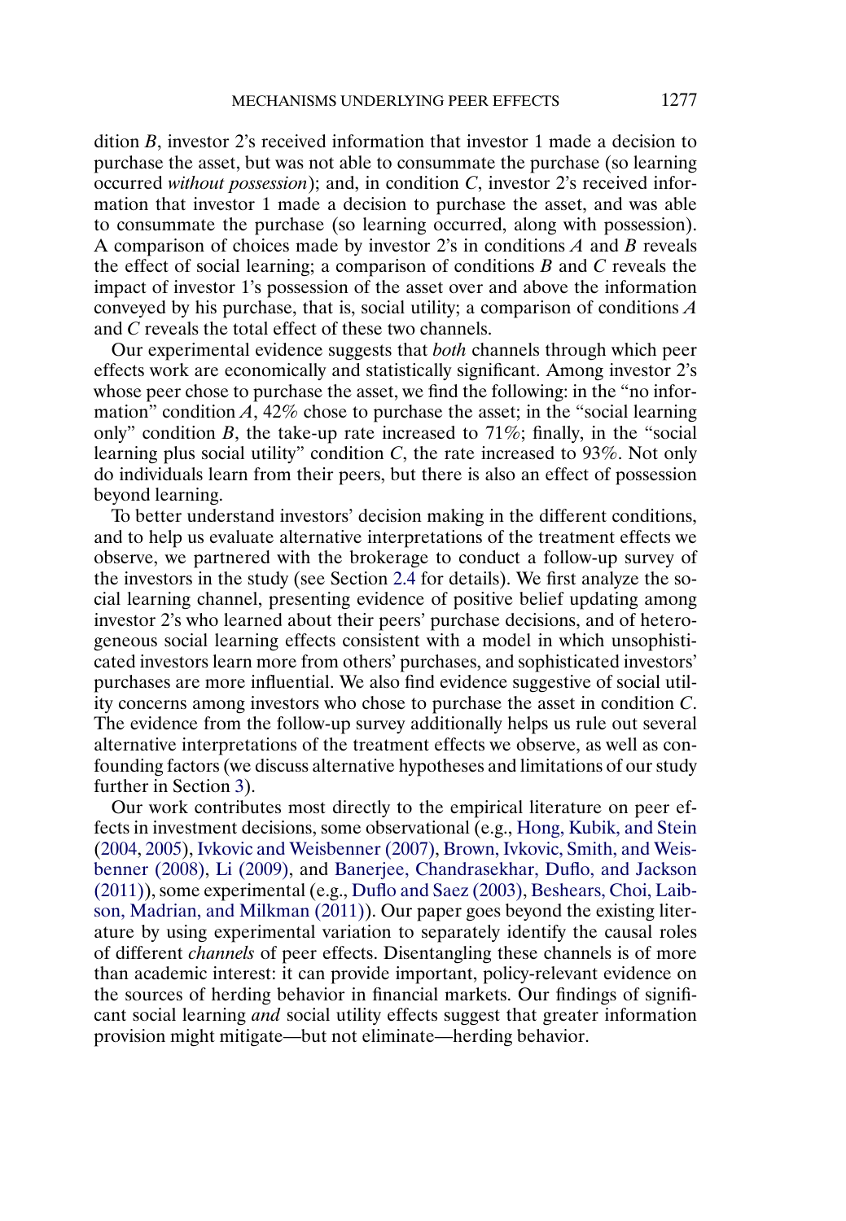dition *B*, investor 2's received information that investor 1 made a decision to purchase the asset, but was not able to consummate the purchase (so learning occurred *without possession*); and, in condition *C*, investor 2's received information that investor 1 made a decision to purchase the asset, and was able to consummate the purchase (so learning occurred, along with possession). A comparison of choices made by investor 2's in conditions *A* and *B* reveals the effect of social learning; a comparison of conditions *B* and *C* reveals the impact of investor 1's possession of the asset over and above the information conveyed by his purchase, that is, social utility; a comparison of conditions *A* and *C* reveals the total effect of these two channels.

Our experimental evidence suggests that *both* channels through which peer effects work are economically and statistically significant. Among investor 2's whose peer chose to purchase the asset, we find the following: in the "no information" condition *A*, 42% chose to purchase the asset; in the "social learning only" condition *B*, the take-up rate increased to 71%; finally, in the "social learning plus social utility" condition *C*, the rate increased to 93%. Not only do individuals learn from their peers, but there is also an effect of possession beyond learning.

To better understand investors' decision making in the different conditions, and to help us evaluate alternative interpretations of the treatment effects we observe, we partnered with the brokerage to conduct a follow-up survey of the investors in the study (see Section 2.4 for details). We first analyze the social learning channel, presenting evidence of positive belief updating among investor 2's who learned about their peers' purchase decisions, and of heterogeneous social learning effects consistent with a model in which unsophisticated investors learn more from others' purchases, and sophisticated investors' purchases are more influential. We also find evidence suggestive of social utility concerns among investors who chose to purchase the asset in condition *C*. The evidence from the follow-up survey additionally helps us rule out several alternative interpretations of the treatment effects we observe, as well as confounding factors (we discuss alternative hypotheses and limitations of our study further in Section 3).

Our work contributes most directly to the empirical literature on peer effects in investment decisions, some observational (e.g., Hong, Kubik, and Stein (2004, 2005), Ivkovic and Weisbenner (2007), Brown, Ivkovic, Smith, and Weisbenner (2008), Li (2009), and Banerjee, Chandrasekhar, Duflo, and Jackson (2011)), some experimental (e.g., Duflo and Saez (2003), Beshears, Choi, Laibson, Madrian, and Milkman (2011)). Our paper goes beyond the existing literature by using experimental variation to separately identify the causal roles of different *channels* of peer effects. Disentangling these channels is of more than academic interest: it can provide important, policy-relevant evidence on the sources of herding behavior in financial markets. Our findings of significant social learning *and* social utility effects suggest that greater information provision might mitigate—but not eliminate—herding behavior.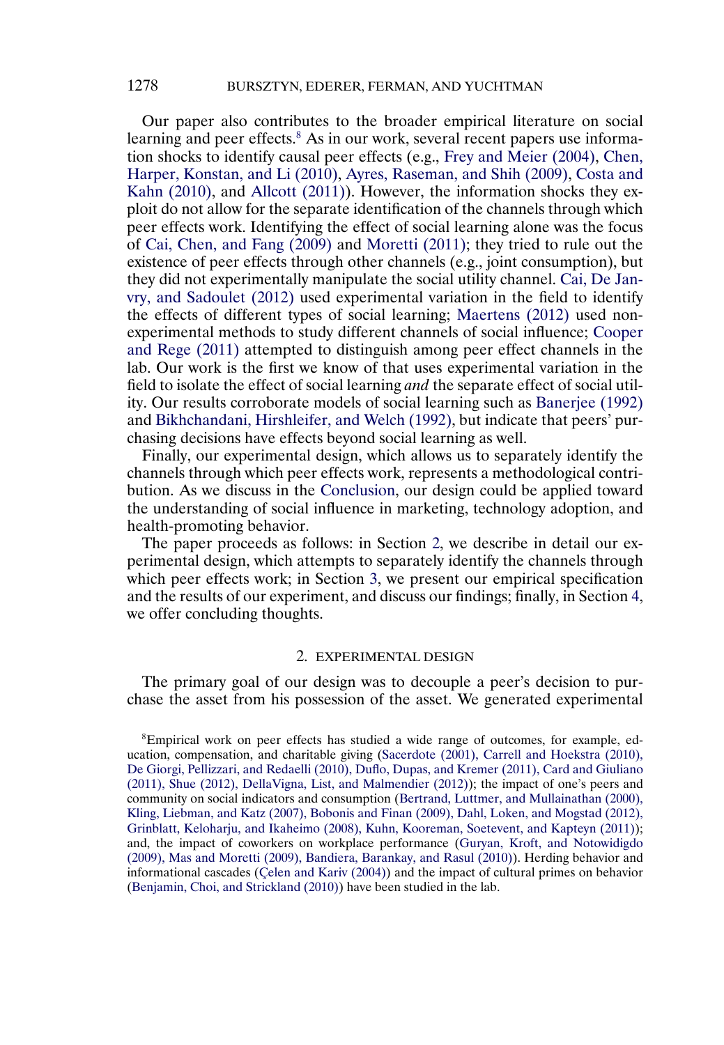Our paper also contributes to the broader empirical literature on social learning and peer effects.[8] As in our work, several recent papers use information shocks to identify causal peer effects (e.g., Frey and Meier (2004), Chen, Harper, Konstan, and Li (2010), Ayres, Raseman, and Shih (2009), Costa and Kahn (2010), and Allcott (2011)). However, the information shocks they exploit do not allow for the separate identification of the channels through which peer effects work. Identifying the effect of social learning alone was the focus of Cai, Chen, and Fang (2009) and Moretti (2011); they tried to rule out the existence of peer effects through other channels (e.g., joint consumption), but they did not experimentally manipulate the social utility channel. Cai, De Janvry, and Sadoulet (2012) used experimental variation in the field to identify the effects of different types of social learning; Maertens (2012) used non-experimental methods to study different channels of social influence; Cooper and Rege (2011) attempted to distinguish among peer effect channels in the lab. Our work is the first we know of that uses experimental variation in the field to isolate the effect of social learning *and* the separate effect of social utility. Our results corroborate models of social learning such as Banerjee (1992) and Bikhchandani, Hirshleifer, and Welch (1992), but indicate that peers' purchasing decisions have effects beyond social learning as well.

Finally, our experimental design, which allows us to separately identify the channels through which peer effects work, represents a methodological contribution. As we discuss in the Conclusion, our design could be applied toward the understanding of social influence in marketing, technology adoption, and health-promoting behavior.

The paper proceeds as follows: in Section 2, we describe in detail our experimental design, which attempts to separately identify the channels through which peer effects work; in Section 3, we present our empirical specification and the results of our experiment, and discuss our findings; finally, in Section 4, we offer concluding thoughts.

## 2. EXPERIMENTAL DESIGN

The primary goal of our design was to decouple a peer's decision to purchase the asset from his possession of the asset. We generated experimental

[8] Empirical work on peer effects has studied a wide range of outcomes, for example, education, compensation, and charitable giving (Sacerdote (2001), Carrell and Hoekstra (2010), De Giorgi, Pellizzari, and Redaelli (2010), Duflo, Dupas, and Kremer (2011), Card and Giuliano (2011), Shue (2012), DellaVigna, List, and Malmendier (2012)); the impact of one's peers and community on social indicators and consumption (Bertrand, Luttmer, and Mullainathan (2000), Kling, Liebman, and Katz (2007), Bobonis and Finan (2009), Dahl, Loken, and Mogstad (2012), Grinblatt, Keloharju, and Ikaheimo (2008), Kuhn, Kooreman, Soetevent, and Kapteyn (2011)); and, the impact of coworkers on workplace performance (Guryan, Kroft, and Notowidigdo (2009), Mas and Moretti (2009), Bandiera, Barankay, and Rasul (2010)). Herding behavior and informational cascades (Çelen and Kariv (2004)) and the impact of cultural primes on behavior (Benjamin, Choi, and Strickland (2010)) have been studied in the lab.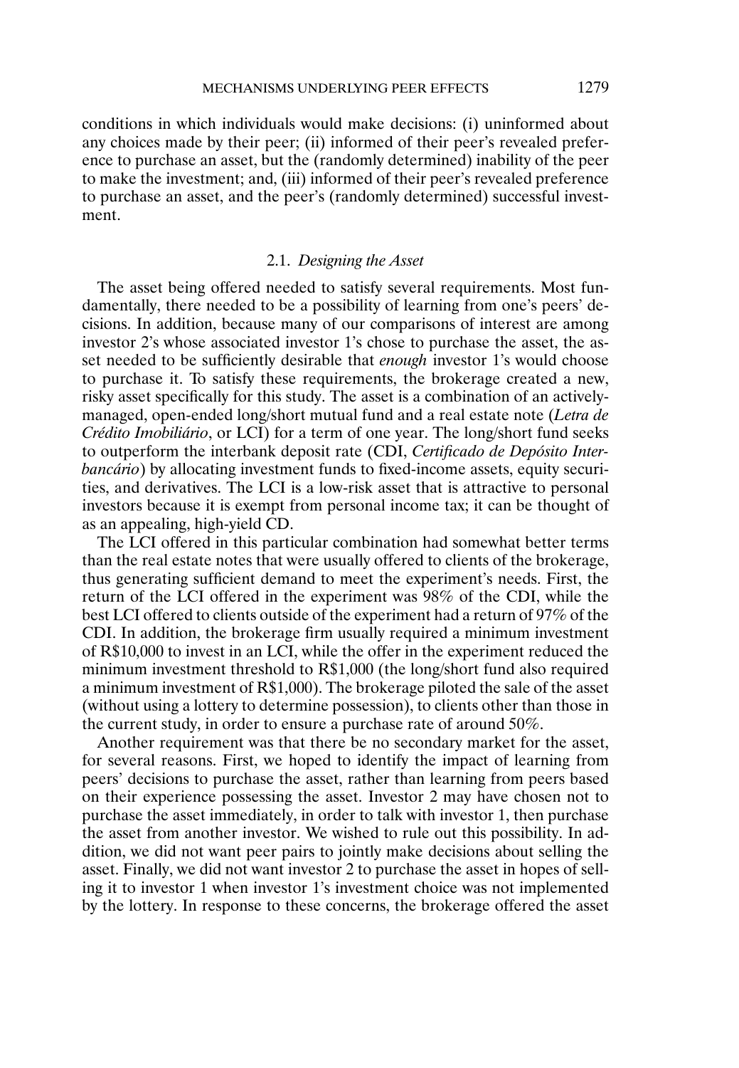conditions in which individuals would make decisions: (i) uninformed about any choices made by their peer; (ii) informed of their peer's revealed preference to purchase an asset, but the (randomly determined) inability of the peer to make the investment; and, (iii) informed of their peer's revealed preference to purchase an asset, and the peer's (randomly determined) successful investment.

### 2.1. *Designing the Asset*

The asset being offered needed to satisfy several requirements. Most fundamentally, there needed to be a possibility of learning from one's peers' decisions. In addition, because many of our comparisons of interest are among investor 2's whose associated investor 1's chose to purchase the asset, the asset needed to be sufficiently desirable that *enough* investor 1's would choose to purchase it. To satisfy these requirements, the brokerage created a new, risky asset specifically for this study. The asset is a combination of an actively-managed, open-ended long/short mutual fund and a real estate note (*Letra de Crédito Imobiliário*, or LCI) for a term of one year. The long/short fund seeks to outperform the interbank deposit rate (CDI, *Certificado de Depósito Interbancário*) by allocating investment funds to fixed-income assets, equity securities, and derivatives. The LCI is a low-risk asset that is attractive to personal investors because it is exempt from personal income tax; it can be thought of as an appealing, high-yield CD.

The LCI offered in this particular combination had somewhat better terms than the real estate notes that were usually offered to clients of the brokerage, thus generating sufficient demand to meet the experiment's needs. First, the return of the LCI offered in the experiment was 98% of the CDI, while the best LCI offered to clients outside of the experiment had a return of 97% of the CDI. In addition, the brokerage firm usually required a minimum investment of R$10,000 to invest in an LCI, while the offer in the experiment reduced the minimum investment threshold to R$1,000 (the long/short fund also required a minimum investment of R$1,000). The brokerage piloted the sale of the asset (without using a lottery to determine possession), to clients other than those in the current study, in order to ensure a purchase rate of around 50%.

Another requirement was that there be no secondary market for the asset, for several reasons. First, we hoped to identify the impact of learning from peers' decisions to purchase the asset, rather than learning from peers based on their experience possessing the asset. Investor 2 may have chosen not to purchase the asset immediately, in order to talk with investor 1, then purchase the asset from another investor. We wished to rule out this possibility. In addition, we did not want peer pairs to jointly make decisions about selling the asset. Finally, we did not want investor 2 to purchase the asset in hopes of selling it to investor 1 when investor 1's investment choice was not implemented by the lottery. In response to these concerns, the brokerage offered the asset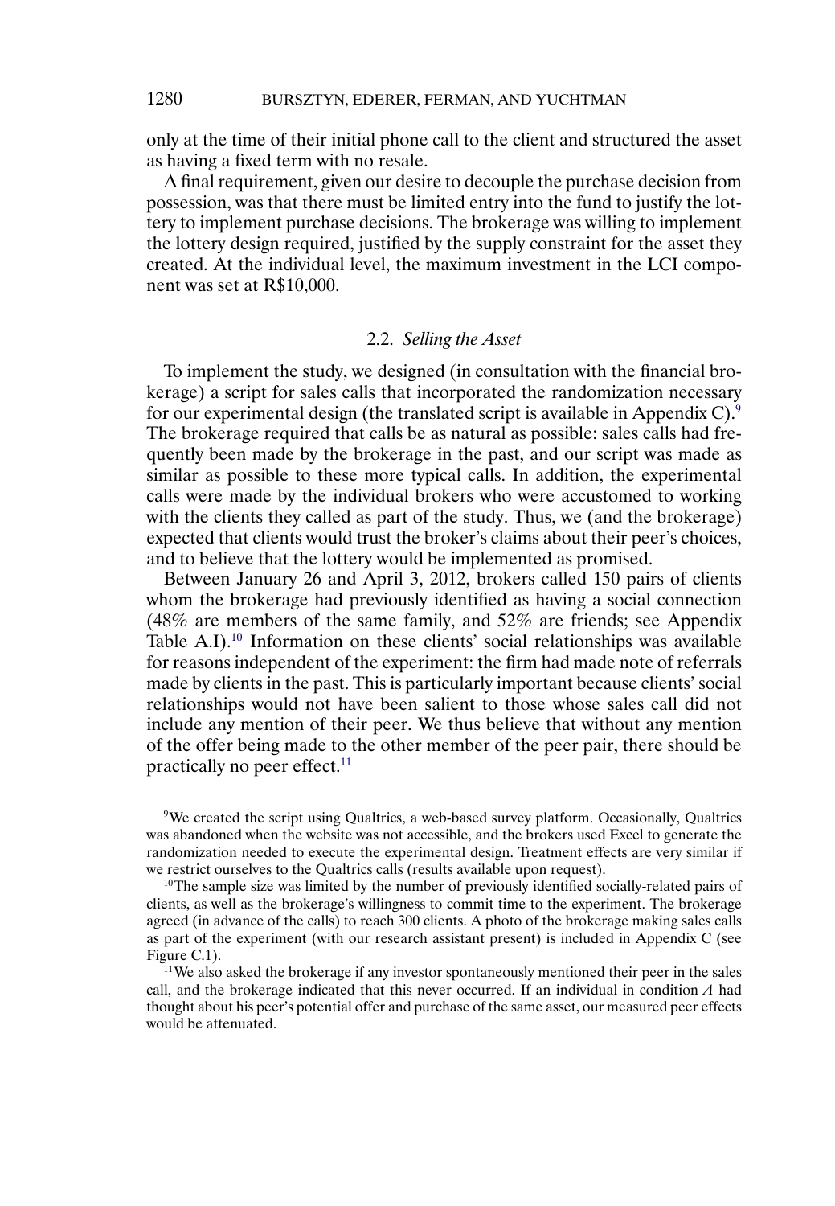only at the time of their initial phone call to the client and structured the asset as having a fixed term with no resale.

A final requirement, given our desire to decouple the purchase decision from possession, was that there must be limited entry into the fund to justify the lottery to implement purchase decisions. The brokerage was willing to implement the lottery design required, justified by the supply constraint for the asset they created. At the individual level, the maximum investment in the LCI component was set at R$10,000.

### 2.2. *Selling the Asset*

To implement the study, we designed (in consultation with the financial brokerage) a script for sales calls that incorporated the randomization necessary for our experimental design (the translated script is available in Appendix C).[9] The brokerage required that calls be as natural as possible: sales calls had frequently been made by the brokerage in the past, and our script was made as similar as possible to these more typical calls. In addition, the experimental calls were made by the individual brokers who were accustomed to working with the clients they called as part of the study. Thus, we (and the brokerage) expected that clients would trust the broker's claims about their peer's choices, and to believe that the lottery would be implemented as promised.

Between January 26 and April 3, 2012, brokers called 150 pairs of clients whom the brokerage had previously identified as having a social connection (48% are members of the same family, and 52% are friends; see Appendix Table A.I).[10] Information on these clients' social relationships was available for reasons independent of the experiment: the firm had made note of referrals made by clients in the past. This is particularly important because clients' social relationships would not have been salient to those whose sales call did not include any mention of their peer. We thus believe that without any mention of the offer being made to the other member of the peer pair, there should be practically no peer effect.[11]

[9]We created the script using Qualtrics, a web-based survey platform. Occasionally, Qualtrics was abandoned when the website was not accessible, and the brokers used Excel to generate the randomization needed to execute the experimental design. Treatment effects are very similar if we restrict ourselves to the Qualtrics calls (results available upon request).

[10]The sample size was limited by the number of previously identified socially-related pairs of clients, as well as the brokerage's willingness to commit time to the experiment. The brokerage agreed (in advance of the calls) to reach 300 clients. A photo of the brokerage making sales calls as part of the experiment (with our research assistant present) is included in Appendix C (see Figure C.1).

[11]We also asked the brokerage if any investor spontaneously mentioned their peer in the sales call, and the brokerage indicated that this never occurred. If an individual in condition $A$ had thought about his peer's potential offer and purchase of the same asset, our measured peer effects would be attenuated.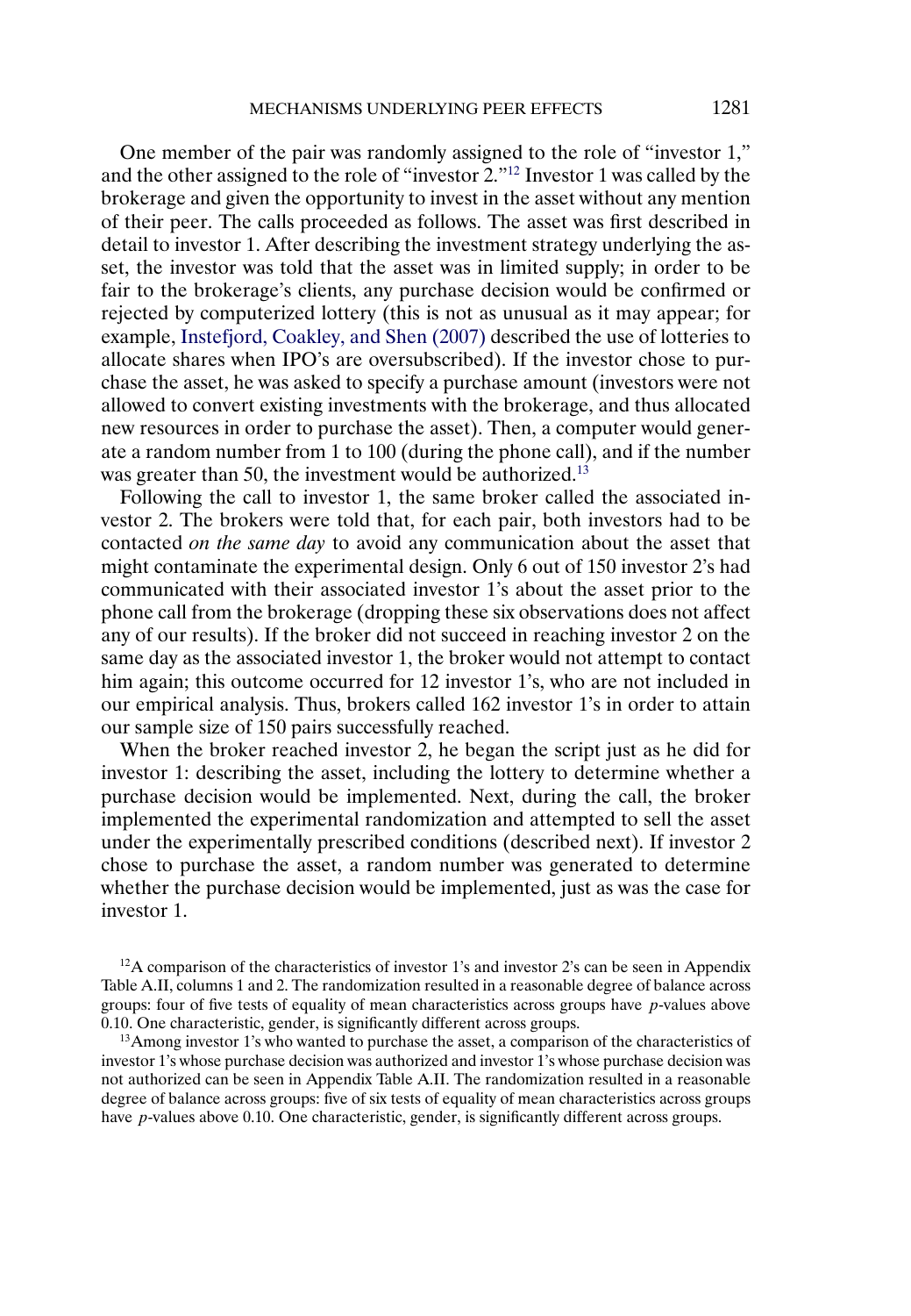One member of the pair was randomly assigned to the role of "investor 1," and the other assigned to the role of "investor 2."[12] Investor 1 was called by the brokerage and given the opportunity to invest in the asset without any mention of their peer. The calls proceeded as follows. The asset was first described in detail to investor 1. After describing the investment strategy underlying the asset, the investor was told that the asset was in limited supply; in order to be fair to the brokerage's clients, any purchase decision would be confirmed or rejected by computerized lottery (this is not as unusual as it may appear; for example, Instefjord, Coakley, and Shen (2007) described the use of lotteries to allocate shares when IPO's are oversubscribed). If the investor chose to purchase the asset, he was asked to specify a purchase amount (investors were not allowed to convert existing investments with the brokerage, and thus allocated new resources in order to purchase the asset). Then, a computer would generate a random number from 1 to 100 (during the phone call), and if the number was greater than 50, the investment would be authorized.[13]

Following the call to investor 1, the same broker called the associated investor 2. The brokers were told that, for each pair, both investors had to be contacted *on the same day* to avoid any communication about the asset that might contaminate the experimental design. Only 6 out of 150 investor 2's had communicated with their associated investor 1's about the asset prior to the phone call from the brokerage (dropping these six observations does not affect any of our results). If the broker did not succeed in reaching investor 2 on the same day as the associated investor 1, the broker would not attempt to contact him again; this outcome occurred for 12 investor 1's, who are not included in our empirical analysis. Thus, brokers called 162 investor 1's in order to attain our sample size of 150 pairs successfully reached.

When the broker reached investor 2, he began the script just as he did for investor 1: describing the asset, including the lottery to determine whether a purchase decision would be implemented. Next, during the call, the broker implemented the experimental randomization and attempted to sell the asset under the experimentally prescribed conditions (described next). If investor 2 chose to purchase the asset, a random number was generated to determine whether the purchase decision would be implemented, just as was the case for investor 1.

[12] A comparison of the characteristics of investor 1's and investor 2's can be seen in Appendix Table A.II, columns 1 and 2. The randomization resulted in a reasonable degree of balance across groups: four of five tests of equality of mean characteristics across groups have $p$-values above 0.10. One characteristic, gender, is significantly different across groups.

[13] Among investor 1's who wanted to purchase the asset, a comparison of the characteristics of investor 1's whose purchase decision was authorized and investor 1's whose purchase decision was not authorized can be seen in Appendix Table A.II. The randomization resulted in a reasonable degree of balance across groups: five of six tests of equality of mean characteristics across groups have $p$-values above 0.10. One characteristic, gender, is significantly different across groups.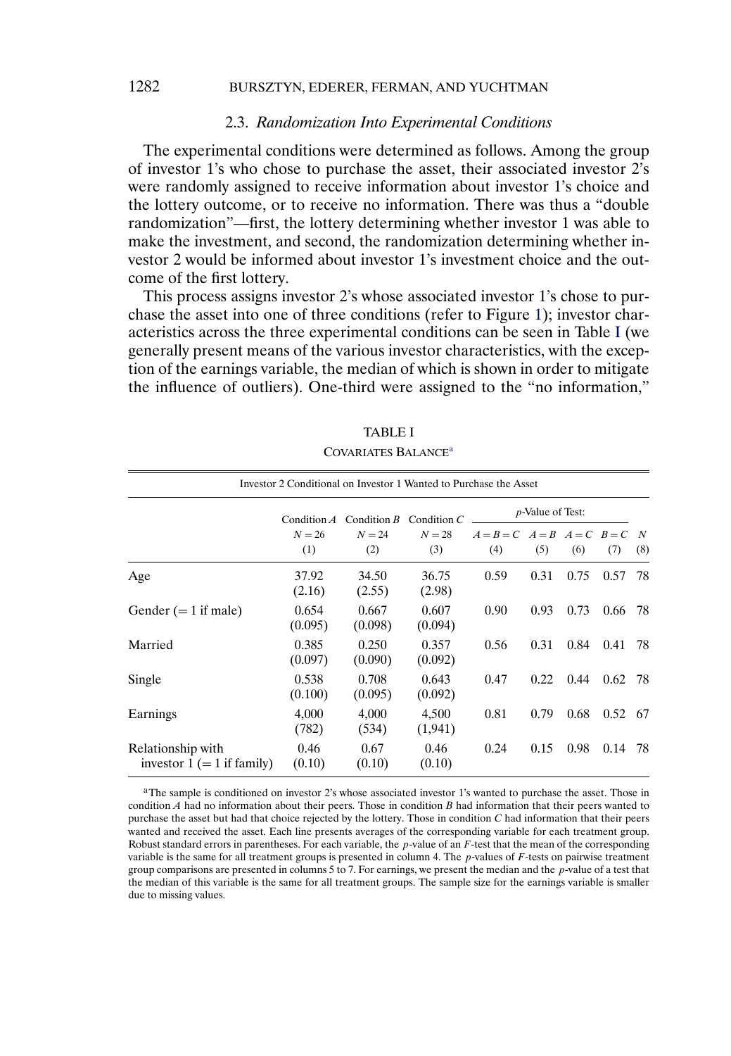### 2.3. *Randomization Into Experimental Conditions*

The experimental conditions were determined as follows. Among the group of investor 1's who chose to purchase the asset, their associated investor 2's were randomly assigned to receive information about investor 1's choice and the lottery outcome, or to receive no information. There was thus a "double randomization"—first, the lottery determining whether investor 1 was able to make the investment, and second, the randomization determining whether investor 2 would be informed about investor 1's investment choice and the outcome of the first lottery.

This process assigns investor 2's whose associated investor 1's chose to purchase the asset into one of three conditions (refer to Figure 1); investor characteristics across the three experimental conditions can be seen in Table I (we generally present means of the various investor characteristics, with the exception of the earnings variable, the median of which is shown in order to mitigate the influence of outliers). One-third were assigned to the "no information,"

TABLE I

COVARIATES BALANCE[a]

| Investor 2 Conditional on Investor 1 Wanted to Purchase the Asset | | | | | | | | |
|---|---|---|---|---|---|---|---|---|
| | Condition $A$ | Condition $B$ | Condition $C$ | $p$-Value of Test: | | | | |
| | $N = 26$ | $N = 24$ | $N = 28$ | $A = B = C$ | $A = B$ | $A = C$ | $B = C$ | $N$ |
| | (1) | (2) | (3) | (4) | (5) | (6) | (7) | (8) |
| Age | 37.92 (2.16) | 34.50 (2.55) | 36.75 (2.98) | 0.59 | 0.31 | 0.75 | 0.57 | 78 |
| Gender (= 1 if male) | 0.654 (0.095) | 0.667 (0.098) | 0.607 (0.094) | 0.90 | 0.93 | 0.73 | 0.66 | 78 |
| Married | 0.385 (0.097) | 0.250 (0.090) | 0.357 (0.092) | 0.56 | 0.31 | 0.84 | 0.41 | 78 |
| Single | 0.538 (0.100) | 0.708 (0.095) | 0.643 (0.092) | 0.47 | 0.22 | 0.44 | 0.62 | 78 |
| Earnings | 4,000 (782) | 4,000 (534) | 4,500 (1,941) | 0.81 | 0.79 | 0.68 | 0.52 | 67 |
| Relationship with investor 1 (= 1 if family) | 0.46 (0.10) | 0.67 (0.10) | 0.46 (0.10) | 0.24 | 0.15 | 0.98 | 0.14 | 78 |

[a]The sample is conditioned on investor 2's whose associated investor 1's wanted to purchase the asset. Those in condition $A$ had no information about their peers. Those in condition $B$ had information that their peers wanted to purchase the asset but had that choice rejected by the lottery. Those in condition $C$ had information that their peers wanted and received the asset. Each line presents averages of the corresponding variable for each treatment group. Robust standard errors in parentheses. For each variable, the $p$-value of an $F$-test that the mean of the corresponding variable is the same for all treatment groups is presented in column 4. The $p$-values of $F$-tests on pairwise treatment group comparisons are presented in columns 5 to 7. For earnings, we present the median and the $p$-value of a test that the median of this variable is the same for all treatment groups. The sample size for the earnings variable is smaller due to missing values.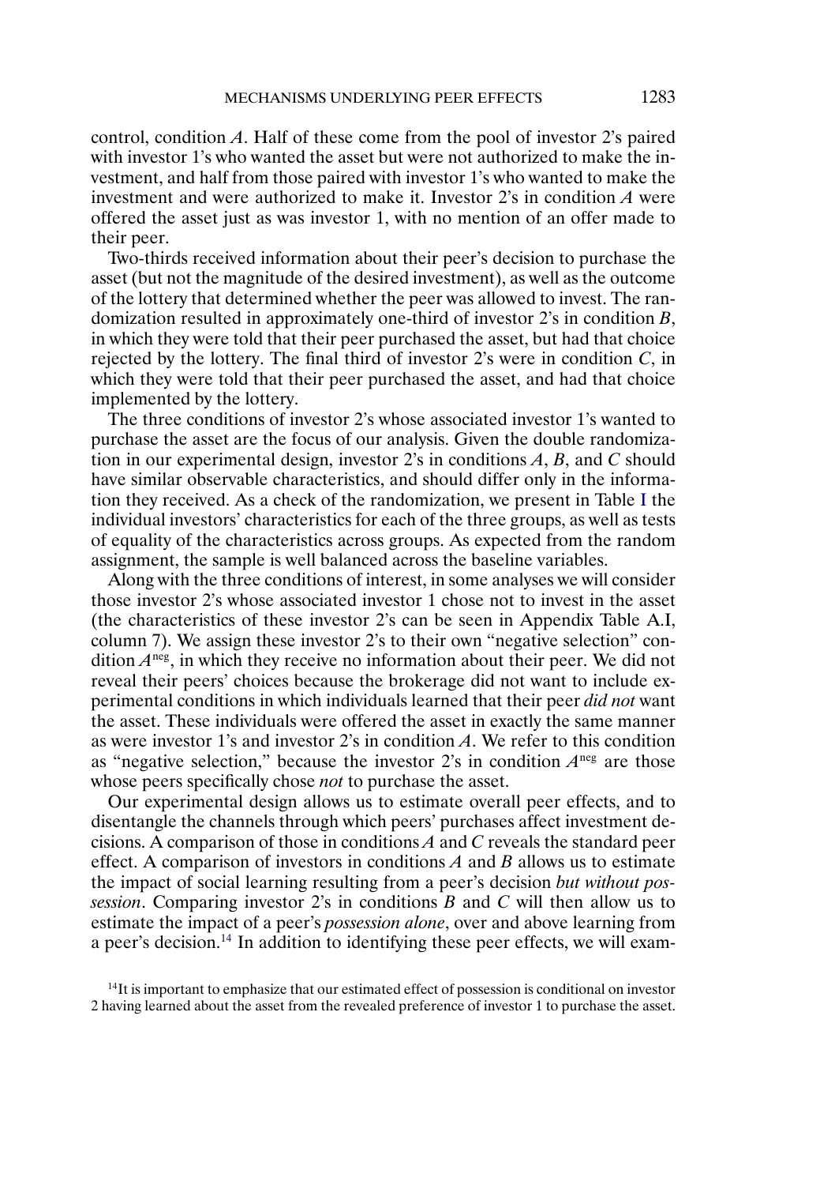control, condition $A$. Half of these come from the pool of investor 2's paired with investor 1's who wanted the asset but were not authorized to make the investment, and half from those paired with investor 1's who wanted to make the investment and were authorized to make it. Investor 2's in condition $A$ were offered the asset just as was investor 1, with no mention of an offer made to their peer.

Two-thirds received information about their peer's decision to purchase the asset (but not the magnitude of the desired investment), as well as the outcome of the lottery that determined whether the peer was allowed to invest. The randomization resulted in approximately one-third of investor 2's in condition $B$, in which they were told that their peer purchased the asset, but had that choice rejected by the lottery. The final third of investor 2's were in condition $C$, in which they were told that their peer purchased the asset, and had that choice implemented by the lottery.

The three conditions of investor 2's whose associated investor 1's wanted to purchase the asset are the focus of our analysis. Given the double randomization in our experimental design, investor 2's in conditions $A$, $B$, and $C$ should have similar observable characteristics, and should differ only in the information they received. As a check of the randomization, we present in Table I the individual investors' characteristics for each of the three groups, as well as tests of equality of the characteristics across groups. As expected from the random assignment, the sample is well balanced across the baseline variables.

Along with the three conditions of interest, in some analyses we will consider those investor 2's whose associated investor 1 chose not to invest in the asset (the characteristics of these investor 2's can be seen in Appendix Table A.I, column 7). We assign these investor 2's to their own "negative selection" condition $A^{neg}$, in which they receive no information about their peer. We did not reveal their peers' choices because the brokerage did not want to include experimental conditions in which individuals learned that their peer *did not* want the asset. These individuals were offered the asset in exactly the same manner as were investor 1's and investor 2's in condition $A$. We refer to this condition as "negative selection," because the investor 2's in condition $A^{neg}$ are those whose peers specifically chose *not* to purchase the asset.

Our experimental design allows us to estimate overall peer effects, and to disentangle the channels through which peers' purchases affect investment decisions. A comparison of those in conditions $A$ and $C$ reveals the standard peer effect. A comparison of investors in conditions $A$ and $B$ allows us to estimate the impact of social learning resulting from a peer's decision *but without possession*. Comparing investor 2's in conditions $B$ and $C$ will then allow us to estimate the impact of a peer's *possession alone*, over and above learning from a peer's decision.[14] In addition to identifying these peer effects, we will exam-

[14]It is important to emphasize that our estimated effect of possession is conditional on investor 2 having learned about the asset from the revealed preference of investor 1 to purchase the asset.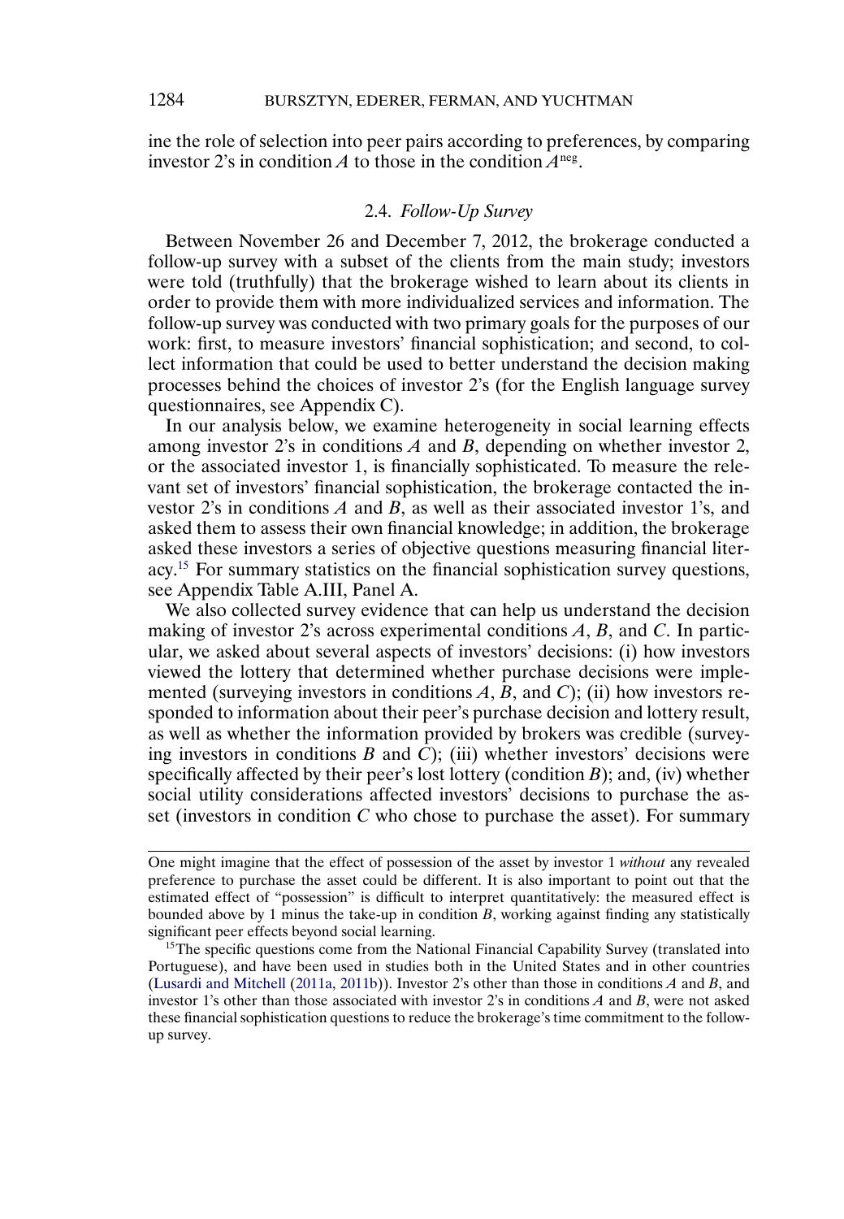ine the role of selection into peer pairs according to preferences, by comparing investor 2's in condition $A$ to those in the condition $A^{neg}$.

### 2.4. *Follow-Up Survey*

Between November 26 and December 7, 2012, the brokerage conducted a follow-up survey with a subset of the clients from the main study; investors were told (truthfully) that the brokerage wished to learn about its clients in order to provide them with more individualized services and information. The follow-up survey was conducted with two primary goals for the purposes of our work: first, to measure investors' financial sophistication; and second, to collect information that could be used to better understand the decision making processes behind the choices of investor 2's (for the English language survey questionnaires, see Appendix C).

In our analysis below, we examine heterogeneity in social learning effects among investor 2's in conditions $A$ and $B$, depending on whether investor 2, or the associated investor 1, is financially sophisticated. To measure the relevant set of investors' financial sophistication, the brokerage contacted the investor 2's in conditions $A$ and $B$, as well as their associated investor 1's, and asked them to assess their own financial knowledge; in addition, the brokerage asked these investors a series of objective questions measuring financial literacy.[15] For summary statistics on the financial sophistication survey questions, see Appendix Table A.III, Panel A.

We also collected survey evidence that can help us understand the decision making of investor 2's across experimental conditions $A$, $B$, and $C$. In particular, we asked about several aspects of investors' decisions: (i) how investors viewed the lottery that determined whether purchase decisions were implemented (surveying investors in conditions $A$, $B$, and $C$); (ii) how investors responded to information about their peer's purchase decision and lottery result, as well as whether the information provided by brokers was credible (surveying investors in conditions $B$ and $C$); (iii) whether investors' decisions were specifically affected by their peer's lost lottery (condition $B$); and, (iv) whether social utility considerations affected investors' decisions to purchase the asset (investors in condition $C$ who chose to purchase the asset). For summary

One might imagine that the effect of possession of the asset by investor 1 *without* any revealed preference to purchase the asset could be different. It is also important to point out that the estimated effect of "possession" is difficult to interpret quantitatively: the measured effect is bounded above by 1 minus the take-up in condition $B$, working against finding any statistically significant peer effects beyond social learning.

[15] The specific questions come from the National Financial Capability Survey (translated into Portuguese), and have been used in studies both in the United States and in other countries (Lusardi and Mitchell (2011a, 2011b)). Investor 2's other than those in conditions $A$ and $B$, and investor 1's other than those associated with investor 2's in conditions $A$ and $B$, were not asked these financial sophistication questions to reduce the brokerage's time commitment to the follow-up survey.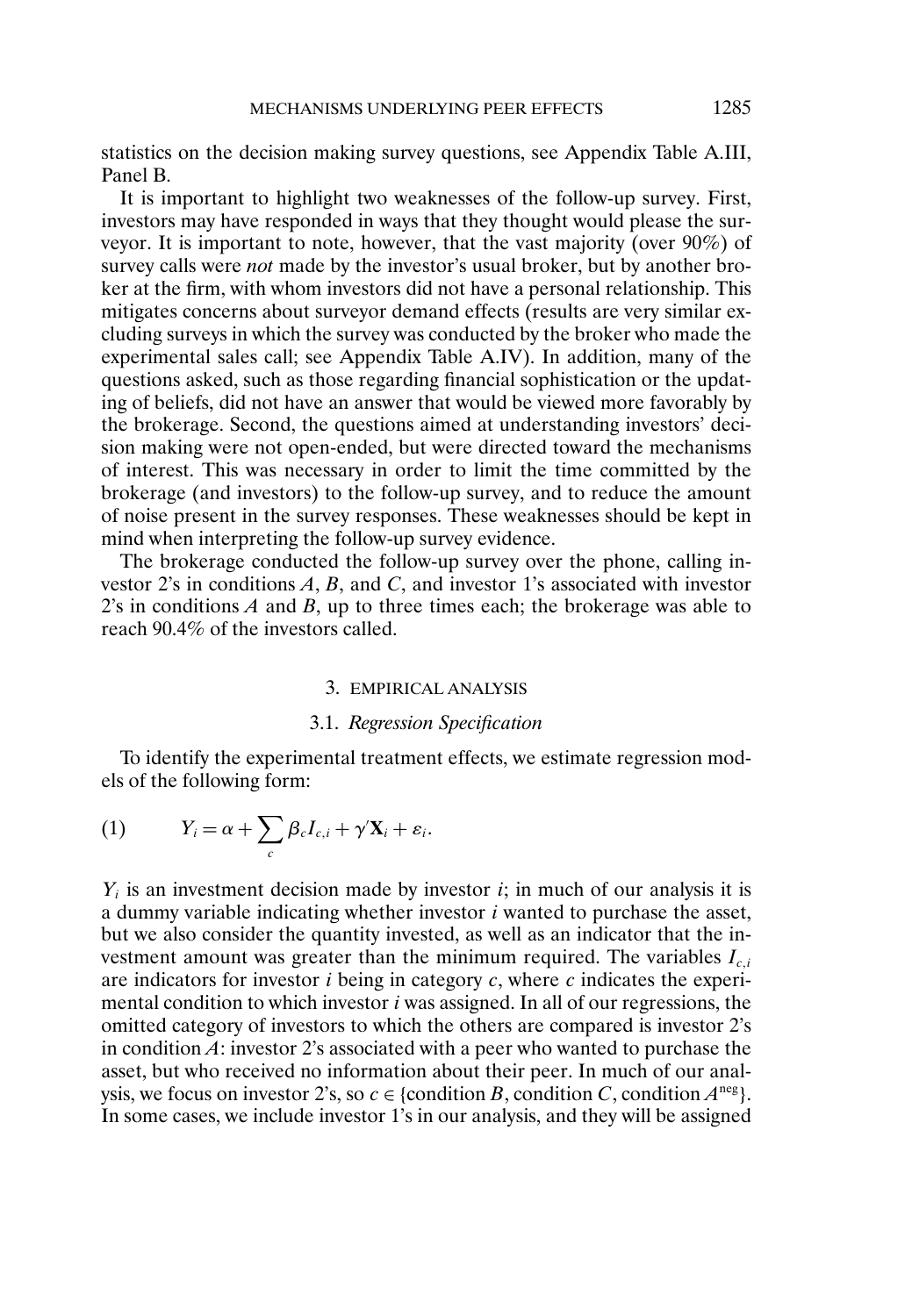statistics on the decision making survey questions, see Appendix Table A.III, Panel B.

It is important to highlight two weaknesses of the follow-up survey. First, investors may have responded in ways that they thought would please the surveyor. It is important to note, however, that the vast majority (over 90%) of survey calls were *not* made by the investor's usual broker, but by another broker at the firm, with whom investors did not have a personal relationship. This mitigates concerns about surveyor demand effects (results are very similar excluding surveys in which the survey was conducted by the broker who made the experimental sales call; see Appendix Table A.IV). In addition, many of the questions asked, such as those regarding financial sophistication or the updating of beliefs, did not have an answer that would be viewed more favorably by the brokerage. Second, the questions aimed at understanding investors' decision making were not open-ended, but were directed toward the mechanisms of interest. This was necessary in order to limit the time committed by the brokerage (and investors) to the follow-up survey, and to reduce the amount of noise present in the survey responses. These weaknesses should be kept in mind when interpreting the follow-up survey evidence.

The brokerage conducted the follow-up survey over the phone, calling investor 2's in conditions $A$, $B$, and $C$, and investor 1's associated with investor 2's in conditions $A$ and $B$, up to three times each; the brokerage was able to reach 90.4% of the investors called.

## 3. EMPIRICAL ANALYSIS

### 3.1. *Regression Specification*

To identify the experimental treatment effects, we estimate regression models of the following form:

$$Y_i = \alpha + \sum_c \beta_c I_{c,i} + \gamma' \mathbf{X}_i + \varepsilon_i. \tag{1}$$

$Y_i$ is an investment decision made by investor $i$; in much of our analysis it is a dummy variable indicating whether investor $i$ wanted to purchase the asset, but we also consider the quantity invested, as well as an indicator that the investment amount was greater than the minimum required. The variables $I_{c,i}$ are indicators for investor $i$ being in category $c$, where $c$ indicates the experimental condition to which investor $i$ was assigned. In all of our regressions, the omitted category of investors to which the others are compared is investor 2's in condition $A$: investor 2's associated with a peer who wanted to purchase the asset, but who received no information about their peer. In much of our analysis, we focus on investor 2's, so $c \in \{\text{condition } B, \text{condition } C, \text{condition } A^{\text{neg}}\}$. In some cases, we include investor 1's in our analysis, and they will be assigned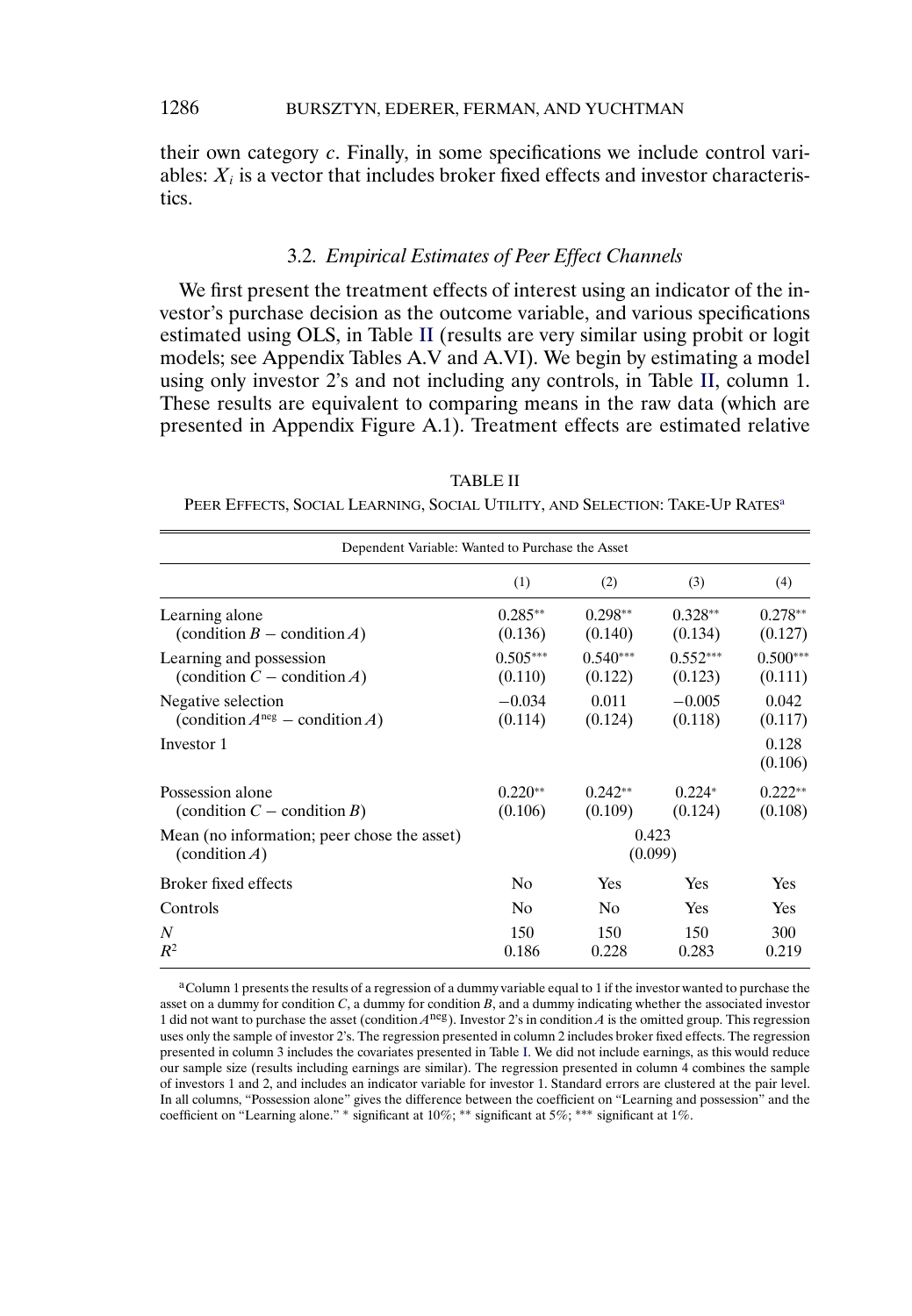their own category $c$. Finally, in some specifications we include control variables: $X_i$ is a vector that includes broker fixed effects and investor characteristics.

### 3.2. *Empirical Estimates of Peer Effect Channels*

We first present the treatment effects of interest using an indicator of the investor's purchase decision as the outcome variable, and various specifications estimated using OLS, in Table II (results are very similar using probit or logit models; see Appendix Tables A.V and A.VI). We begin by estimating a model using only investor 2's and not including any controls, in Table II, column 1. These results are equivalent to comparing means in the raw data (which are presented in Appendix Figure A.1). Treatment effects are estimated relative

TABLE II

PEER EFFECTS, SOCIAL LEARNING, SOCIAL UTILITY, AND SELECTION: TAKE-UP RATES[a]

| Dependent Variable: Wanted to Purchase the Asset | | | | |
|---|---|---|---|---|
| | (1) | (2) | (3) | (4) |
| Learning alone (condition $B$ − condition $A$) | 0.285** (0.136) | 0.298** (0.140) | 0.328** (0.134) | 0.278** (0.127) |
| Learning and possession (condition $C$ − condition $A$) | 0.505*** (0.110) | 0.540*** (0.122) | 0.552*** (0.123) | 0.500*** (0.111) |
| Negative selection (condition $A^{\text{neg}}$ − condition $A$) | −0.034 (0.114) | 0.011 (0.124) | −0.005 (0.118) | 0.042 (0.117) |
| Investor 1 | | | | 0.128 (0.106) |
| Possession alone (condition $C$ − condition $B$) | 0.220** (0.106) | 0.242** (0.109) | 0.224* (0.124) | 0.222** (0.108) |
| Mean (no information; peer chose the asset) (condition $A$) | 0.423 (0.099) | | | |
| Broker fixed effects | No | Yes | Yes | Yes |
| Controls | No | No | Yes | Yes |
| $N$ | 150 | 150 | 150 | 300 |
| $R^2$ | 0.186 | 0.228 | 0.283 | 0.219 |

[a]Column 1 presents the results of a regression of a dummy variable equal to 1 if the investor wanted to purchase the asset on a dummy for condition $C$, a dummy for condition $B$, and a dummy indicating whether the associated investor 1 did not want to purchase the asset (condition $A^{\text{neg}}$). Investor 2's in condition $A$ is the omitted group. This regression uses only the sample of investor 2's. The regression presented in column 2 includes broker fixed effects. The regression presented in column 3 includes the covariates presented in Table I. We did not include earnings, as this would reduce our sample size (results including earnings are similar). The regression presented in column 4 combines the sample of investors 1 and 2, and includes an indicator variable for investor 1. Standard errors are clustered at the pair level. In all columns, "Possession alone" gives the difference between the coefficient on "Learning and possession" and the coefficient on "Learning alone." * significant at 10%; ** significant at 5%; *** significant at 1%.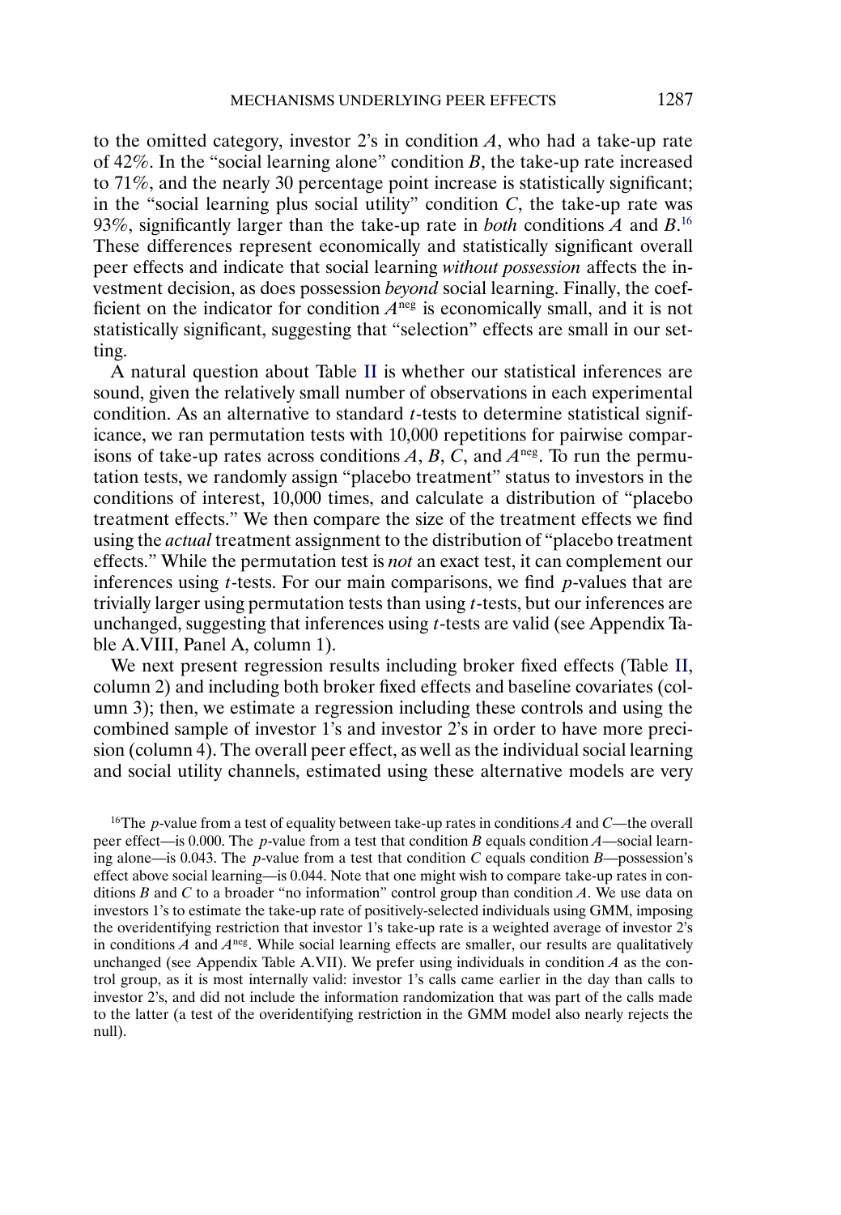to the omitted category, investor 2's in condition $A$, who had a take-up rate of 42%. In the "social learning alone" condition $B$, the take-up rate increased to 71%, and the nearly 30 percentage point increase is statistically significant; in the "social learning plus social utility" condition $C$, the take-up rate was 93%, significantly larger than the take-up rate in *both* conditions $A$ and $B$.[16] These differences represent economically and statistically significant overall peer effects and indicate that social learning *without possession* affects the investment decision, as does possession *beyond* social learning. Finally, the coefficient on the indicator for condition $A^{\text{neg}}$ is economically small, and it is not statistically significant, suggesting that "selection" effects are small in our setting.

A natural question about Table II is whether our statistical inferences are sound, given the relatively small number of observations in each experimental condition. As an alternative to standard $t$-tests to determine statistical significance, we ran permutation tests with 10,000 repetitions for pairwise comparisons of take-up rates across conditions $A$, $B$, $C$, and $A^{\text{neg}}$. To run the permutation tests, we randomly assign "placebo treatment" status to investors in the conditions of interest, 10,000 times, and calculate a distribution of "placebo treatment effects." We then compare the size of the treatment effects we find using the *actual* treatment assignment to the distribution of "placebo treatment effects." While the permutation test is *not* an exact test, it can complement our inferences using $t$-tests. For our main comparisons, we find $p$-values that are trivially larger using permutation tests than using $t$-tests, but our inferences are unchanged, suggesting that inferences using $t$-tests are valid (see Appendix Table A.VIII, Panel A, column 1).

We next present regression results including broker fixed effects (Table II, column 2) and including both broker fixed effects and baseline covariates (column 3); then, we estimate a regression including these controls and using the combined sample of investor 1's and investor 2's in order to have more precision (column 4). The overall peer effect, as well as the individual social learning and social utility channels, estimated using these alternative models are very

[16]The $p$-value from a test of equality between take-up rates in conditions $A$ and $C$—the overall peer effect—is 0.000. The $p$-value from a test that condition $B$ equals condition $A$—social learning alone—is 0.043. The $p$-value from a test that condition $C$ equals condition $B$—possession's effect above social learning—is 0.044. Note that one might wish to compare take-up rates in conditions $B$ and $C$ to a broader "no information" control group than condition $A$. We use data on investors 1's to estimate the take-up rate of positively-selected individuals using GMM, imposing the overidentifying restriction that investor 1's take-up rate is a weighted average of investor 2's in conditions $A$ and $A^{\text{neg}}$. While social learning effects are smaller, our results are qualitatively unchanged (see Appendix Table A.VII). We prefer using individuals in condition $A$ as the control group, as it is most internally valid: investor 1's calls came earlier in the day than calls to investor 2's, and did not include the information randomization that was part of the calls made to the latter (a test of the overidentifying restriction in the GMM model also nearly rejects the null).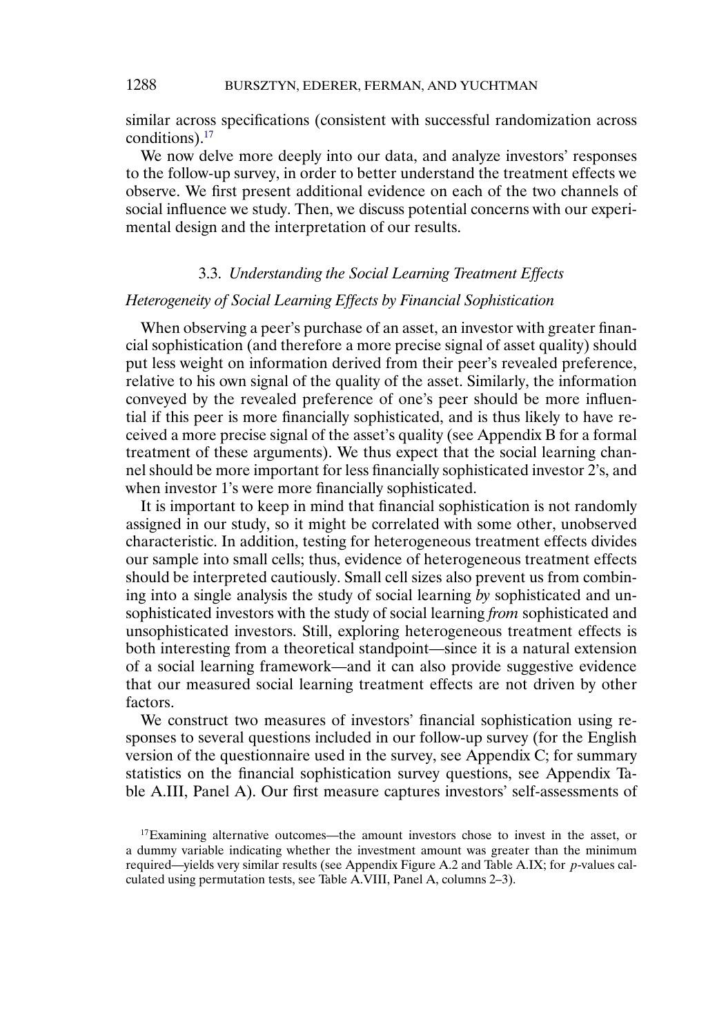similar across specifications (consistent with successful randomization across conditions).[17]

We now delve more deeply into our data, and analyze investors' responses to the follow-up survey, in order to better understand the treatment effects we observe. We first present additional evidence on each of the two channels of social influence we study. Then, we discuss potential concerns with our experimental design and the interpretation of our results.

### 3.3. *Understanding the Social Learning Treatment Effects*

#### *Heterogeneity of Social Learning Effects by Financial Sophistication*

When observing a peer's purchase of an asset, an investor with greater financial sophistication (and therefore a more precise signal of asset quality) should put less weight on information derived from their peer's revealed preference, relative to his own signal of the quality of the asset. Similarly, the information conveyed by the revealed preference of one's peer should be more influential if this peer is more financially sophisticated, and is thus likely to have received a more precise signal of the asset's quality (see Appendix B for a formal treatment of these arguments). We thus expect that the social learning channel should be more important for less financially sophisticated investor 2's, and when investor 1's were more financially sophisticated.

It is important to keep in mind that financial sophistication is not randomly assigned in our study, so it might be correlated with some other, unobserved characteristic. In addition, testing for heterogeneous treatment effects divides our sample into small cells; thus, evidence of heterogeneous treatment effects should be interpreted cautiously. Small cell sizes also prevent us from combining into a single analysis the study of social learning *by* sophisticated and unsophisticated investors with the study of social learning *from* sophisticated and unsophisticated investors. Still, exploring heterogeneous treatment effects is both interesting from a theoretical standpoint—since it is a natural extension of a social learning framework—and it can also provide suggestive evidence that our measured social learning treatment effects are not driven by other factors.

We construct two measures of investors' financial sophistication using responses to several questions included in our follow-up survey (for the English version of the questionnaire used in the survey, see Appendix C; for summary statistics on the financial sophistication survey questions, see Appendix Table A.III, Panel A). Our first measure captures investors' self-assessments of

[17]Examining alternative outcomes—the amount investors chose to invest in the asset, or a dummy variable indicating whether the investment amount was greater than the minimum required—yields very similar results (see Appendix Figure A.2 and Table A.IX; for *p*-values calculated using permutation tests, see Table A.VIII, Panel A, columns 2–3).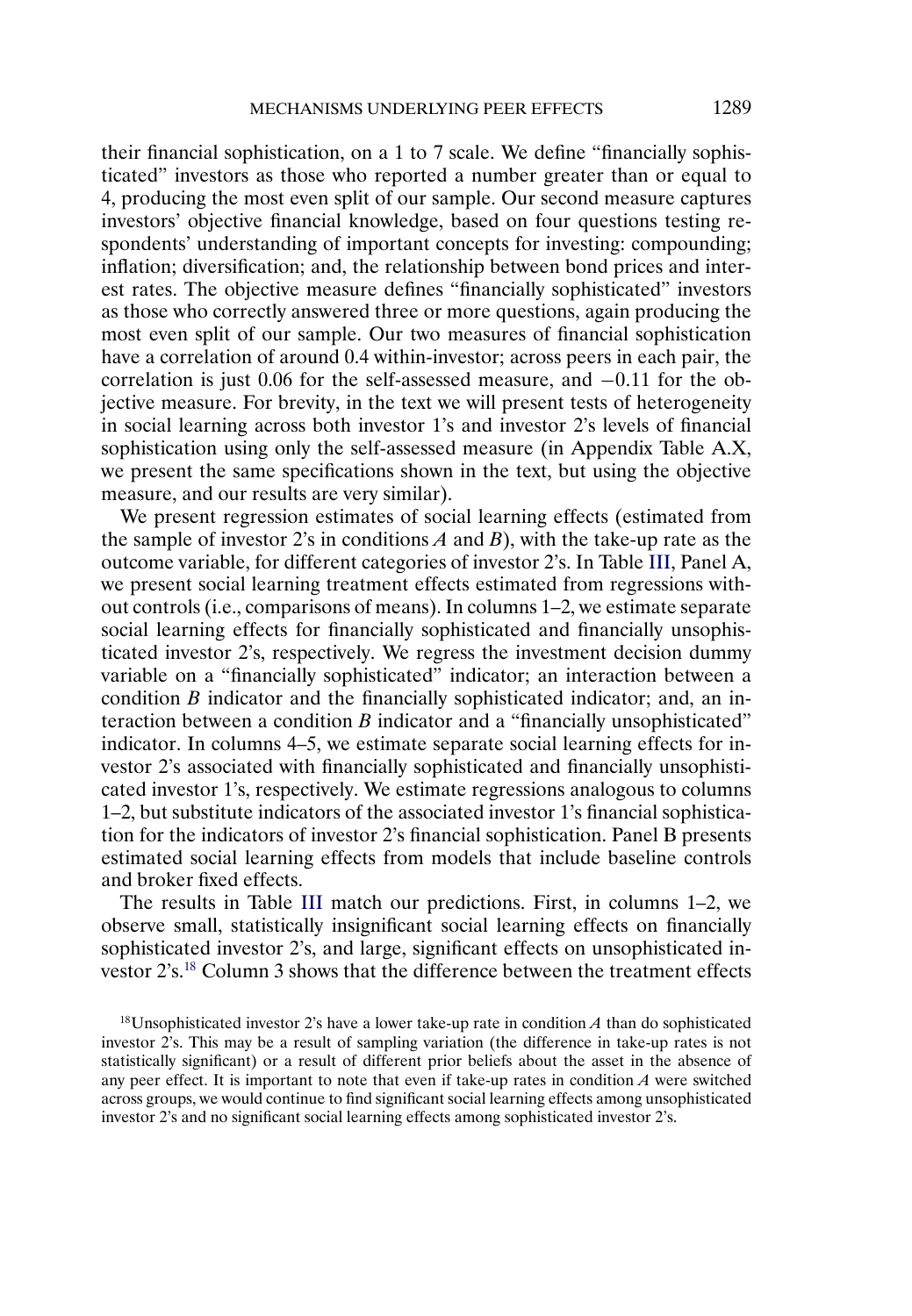their financial sophistication, on a 1 to 7 scale. We define "financially sophisticated" investors as those who reported a number greater than or equal to 4, producing the most even split of our sample. Our second measure captures investors' objective financial knowledge, based on four questions testing respondents' understanding of important concepts for investing: compounding; inflation; diversification; and, the relationship between bond prices and interest rates. The objective measure defines "financially sophisticated" investors as those who correctly answered three or more questions, again producing the most even split of our sample. Our two measures of financial sophistication have a correlation of around 0.4 within-investor; across peers in each pair, the correlation is just 0.06 for the self-assessed measure, and −0.11 for the objective measure. For brevity, in the text we will present tests of heterogeneity in social learning across both investor 1's and investor 2's levels of financial sophistication using only the self-assessed measure (in Appendix Table A.X, we present the same specifications shown in the text, but using the objective measure, and our results are very similar).

We present regression estimates of social learning effects (estimated from the sample of investor 2's in conditions $A$ and $B$), with the take-up rate as the outcome variable, for different categories of investor 2's. In Table III, Panel A, we present social learning treatment effects estimated from regressions without controls (i.e., comparisons of means). In columns 1–2, we estimate separate social learning effects for financially sophisticated and financially unsophisticated investor 2's, respectively. We regress the investment decision dummy variable on a "financially sophisticated" indicator; an interaction between a condition $B$ indicator and the financially sophisticated indicator; and, an interaction between a condition $B$ indicator and a "financially unsophisticated" indicator. In columns 4–5, we estimate separate social learning effects for investor 2's associated with financially sophisticated and financially unsophisticated investor 1's, respectively. We estimate regressions analogous to columns 1–2, but substitute indicators of the associated investor 1's financial sophistication for the indicators of investor 2's financial sophistication. Panel B presents estimated social learning effects from models that include baseline controls and broker fixed effects.

The results in Table III match our predictions. First, in columns 1–2, we observe small, statistically insignificant social learning effects on financially sophisticated investor 2's, and large, significant effects on unsophisticated investor 2's.[18] Column 3 shows that the difference between the treatment effects

[18]Unsophisticated investor 2's have a lower take-up rate in condition $A$ than do sophisticated investor 2's. This may be a result of sampling variation (the difference in take-up rates is not statistically significant) or a result of different prior beliefs about the asset in the absence of any peer effect. It is important to note that even if take-up rates in condition $A$ were switched across groups, we would continue to find significant social learning effects among unsophisticated investor 2's and no significant social learning effects among sophisticated investor 2's.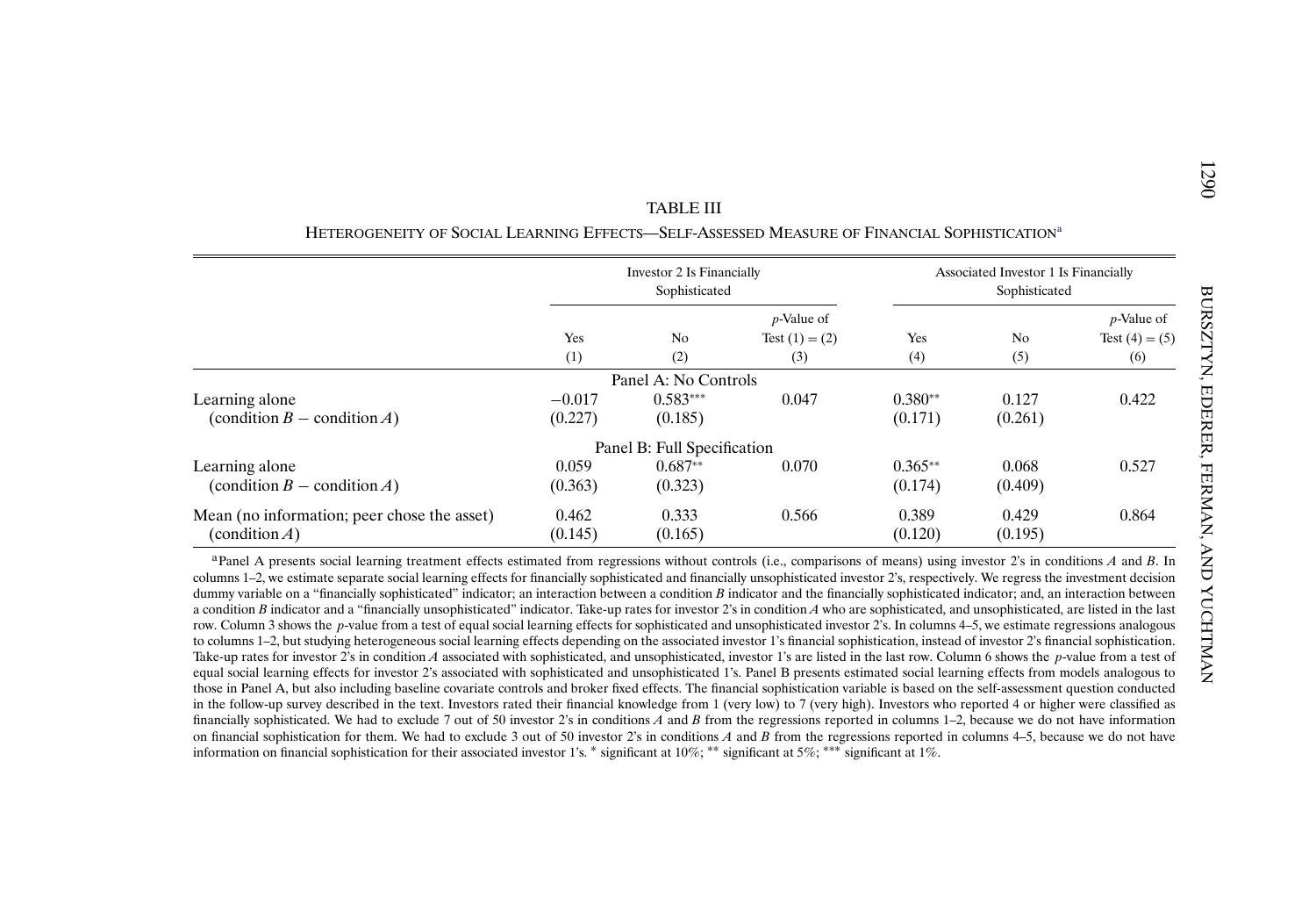TABLE III

HETEROGENEITY OF SOCIAL LEARNING EFFECTS—SELF-ASSESSED MEASURE OF FINANCIAL SOPHISTICATION[a]

| | Investor 2 Is Financially Sophisticated | | | Associated Investor 1 Is Financially Sophisticated | | |
|---|---|---|---|---|---|---|
| | Yes | No | *p*-Value of Test (1) = (2) | Yes | No | *p*-Value of Test (4) = (5) |
| | (1) | (2) | (3) | (4) | (5) | (6) |
| **Panel A: No Controls** | | | | | | |
| Learning alone | −0.017 | 0.583*** | 0.047 | 0.380** | 0.127 | 0.422 |
| (condition $B$ − condition $A$) | (0.227) | (0.185) | | (0.171) | (0.261) | |
| **Panel B: Full Specification** | | | | | | |
| Learning alone | 0.059 | 0.687** | 0.070 | 0.365** | 0.068 | 0.527 |
| (condition $B$ − condition $A$) | (0.363) | (0.323) | | (0.174) | (0.409) | |
| Mean (no information; peer chose the asset) | 0.462 | 0.333 | 0.566 | 0.389 | 0.429 | 0.864 |
| (condition $A$) | (0.145) | (0.165) | | (0.120) | (0.195) | |

[a]Panel A presents social learning treatment effects estimated from regressions without controls (i.e., comparisons of means) using investor 2's in conditions $A$ and $B$. In columns 1–2, we estimate separate social learning effects for financially sophisticated and financially unsophisticated investor 2's, respectively. We regress the investment decision dummy variable on a "financially sophisticated" indicator; an interaction between a condition $B$ indicator and the financially sophisticated indicator; and, an interaction between a condition $B$ indicator and a "financially unsophisticated" indicator. Take-up rates for investor 2's in condition $A$ who are sophisticated, and unsophisticated, are listed in the last row. Column 3 shows the $p$-value from a test of equal social learning effects for sophisticated and unsophisticated investor 2's. In columns 4–5, we estimate regressions analogous to columns 1–2, but studying heterogeneous social learning effects depending on the associated investor 1's financial sophistication, instead of investor 2's financial sophistication. Take-up rates for investor 2's in condition $A$ associated with sophisticated, and unsophisticated, investor 1's are listed in the last row. Column 6 shows the $p$-value from a test of equal social learning effects for investor 2's associated with sophisticated and unsophisticated 1's. Panel B presents estimated social learning effects from models analogous to those in Panel A, but also including baseline covariate controls and broker fixed effects. The financial sophistication variable is based on the self-assessment question conducted in the follow-up survey described in the text. Investors rated their financial knowledge from 1 (very low) to 7 (very high). Investors who reported 4 or higher were classified as financially sophisticated. We had to exclude 7 out of 50 investor 2's in conditions $A$ and $B$ from the regressions reported in columns 1–2, because we do not have information on financial sophistication for them. We had to exclude 3 out of 50 investor 2's in conditions $A$ and $B$ from the regressions reported in columns 4–5, because we do not have information on financial sophistication for their associated investor 1's. * significant at 10%; ** significant at 5%; *** significant at 1%.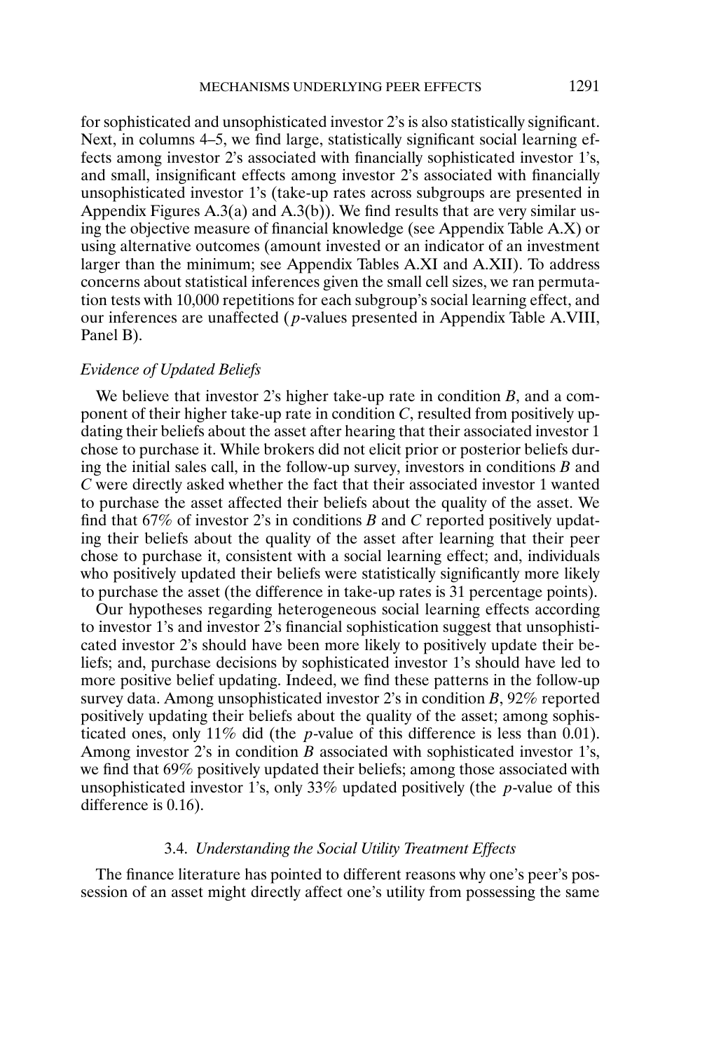for sophisticated and unsophisticated investor 2's is also statistically significant. Next, in columns 4–5, we find large, statistically significant social learning effects among investor 2's associated with financially sophisticated investor 1's, and small, insignificant effects among investor 2's associated with financially unsophisticated investor 1's (take-up rates across subgroups are presented in Appendix Figures A.3(a) and A.3(b)). We find results that are very similar using the objective measure of financial knowledge (see Appendix Table A.X) or using alternative outcomes (amount invested or an indicator of an investment larger than the minimum; see Appendix Tables A.XI and A.XII). To address concerns about statistical inferences given the small cell sizes, we ran permutation tests with 10,000 repetitions for each subgroup's social learning effect, and our inferences are unaffected ($p$-values presented in Appendix Table A.VIII, Panel B).

*Evidence of Updated Beliefs*

We believe that investor 2's higher take-up rate in condition $B$, and a component of their higher take-up rate in condition $C$, resulted from positively updating their beliefs about the asset after hearing that their associated investor 1 chose to purchase it. While brokers did not elicit prior or posterior beliefs during the initial sales call, in the follow-up survey, investors in conditions $B$ and $C$ were directly asked whether the fact that their associated investor 1 wanted to purchase the asset affected their beliefs about the quality of the asset. We find that 67% of investor 2's in conditions $B$ and $C$ reported positively updating their beliefs about the quality of the asset after learning that their peer chose to purchase it, consistent with a social learning effect; and, individuals who positively updated their beliefs were statistically significantly more likely to purchase the asset (the difference in take-up rates is 31 percentage points).

Our hypotheses regarding heterogeneous social learning effects according to investor 1's and investor 2's financial sophistication suggest that unsophisticated investor 2's should have been more likely to positively update their beliefs; and, purchase decisions by sophisticated investor 1's should have led to more positive belief updating. Indeed, we find these patterns in the follow-up survey data. Among unsophisticated investor 2's in condition $B$, 92% reported positively updating their beliefs about the quality of the asset; among sophisticated ones, only 11% did (the $p$-value of this difference is less than 0.01). Among investor 2's in condition $B$ associated with sophisticated investor 1's, we find that 69% positively updated their beliefs; among those associated with unsophisticated investor 1's, only 33% updated positively (the $p$-value of this difference is 0.16).

### 3.4. *Understanding the Social Utility Treatment Effects*

The finance literature has pointed to different reasons why one's peer's possession of an asset might directly affect one's utility from possessing the same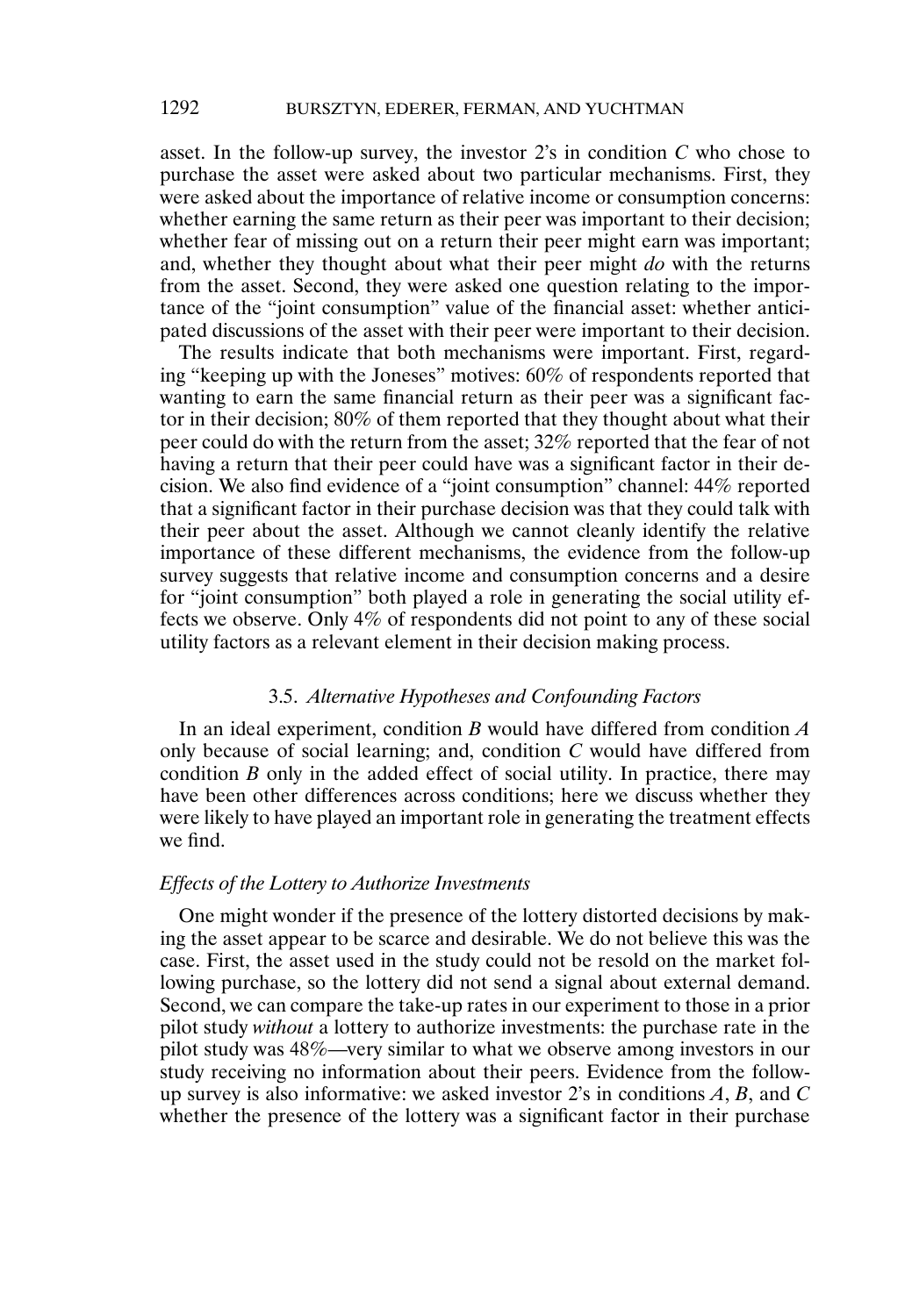asset. In the follow-up survey, the investor 2's in condition $C$ who chose to purchase the asset were asked about two particular mechanisms. First, they were asked about the importance of relative income or consumption concerns: whether earning the same return as their peer was important to their decision; whether fear of missing out on a return their peer might earn was important; and, whether they thought about what their peer might *do* with the returns from the asset. Second, they were asked one question relating to the importance of the "joint consumption" value of the financial asset: whether anticipated discussions of the asset with their peer were important to their decision.

The results indicate that both mechanisms were important. First, regarding "keeping up with the Joneses" motives: 60% of respondents reported that wanting to earn the same financial return as their peer was a significant factor in their decision; 80% of them reported that they thought about what their peer could do with the return from the asset; 32% reported that the fear of not having a return that their peer could have was a significant factor in their decision. We also find evidence of a "joint consumption" channel: 44% reported that a significant factor in their purchase decision was that they could talk with their peer about the asset. Although we cannot cleanly identify the relative importance of these different mechanisms, the evidence from the follow-up survey suggests that relative income and consumption concerns and a desire for "joint consumption" both played a role in generating the social utility effects we observe. Only 4% of respondents did not point to any of these social utility factors as a relevant element in their decision making process.

### 3.5. *Alternative Hypotheses and Confounding Factors*

In an ideal experiment, condition $B$ would have differed from condition $A$ only because of social learning; and, condition $C$ would have differed from condition $B$ only in the added effect of social utility. In practice, there may have been other differences across conditions; here we discuss whether they were likely to have played an important role in generating the treatment effects we find.

#### *Effects of the Lottery to Authorize Investments*

One might wonder if the presence of the lottery distorted decisions by making the asset appear to be scarce and desirable. We do not believe this was the case. First, the asset used in the study could not be resold on the market following purchase, so the lottery did not send a signal about external demand. Second, we can compare the take-up rates in our experiment to those in a prior pilot study *without* a lottery to authorize investments: the purchase rate in the pilot study was 48%—very similar to what we observe among investors in our study receiving no information about their peers. Evidence from the follow-up survey is also informative: we asked investor 2's in conditions $A$, $B$, and $C$ whether the presence of the lottery was a significant factor in their purchase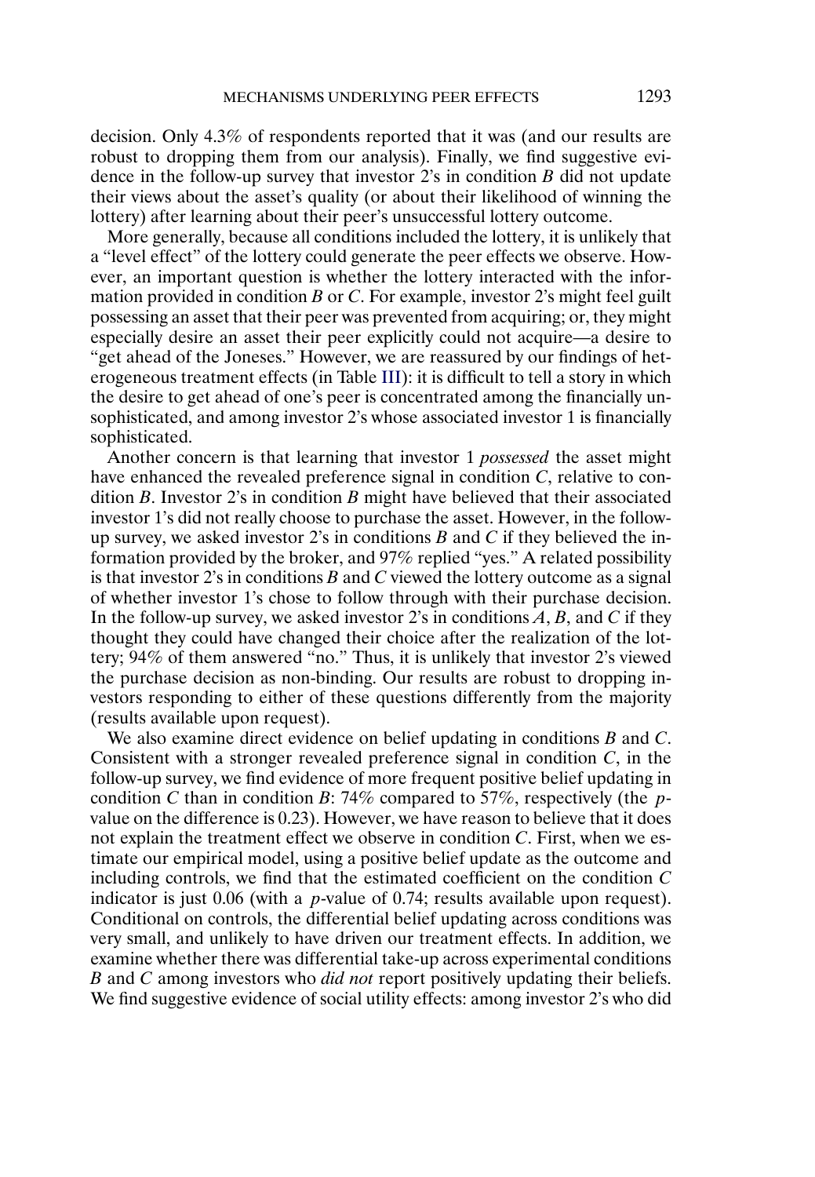decision. Only 4.3% of respondents reported that it was (and our results are robust to dropping them from our analysis). Finally, we find suggestive evidence in the follow-up survey that investor 2's in condition *B* did not update their views about the asset's quality (or about their likelihood of winning the lottery) after learning about their peer's unsuccessful lottery outcome.

More generally, because all conditions included the lottery, it is unlikely that a "level effect" of the lottery could generate the peer effects we observe. However, an important question is whether the lottery interacted with the information provided in condition *B* or *C*. For example, investor 2's might feel guilt possessing an asset that their peer was prevented from acquiring; or, they might especially desire an asset their peer explicitly could not acquire—a desire to "get ahead of the Joneses." However, we are reassured by our findings of heterogeneous treatment effects (in Table III): it is difficult to tell a story in which the desire to get ahead of one's peer is concentrated among the financially unsophisticated, and among investor 2's whose associated investor 1 is financially sophisticated.

Another concern is that learning that investor 1 *possessed* the asset might have enhanced the revealed preference signal in condition *C*, relative to condition *B*. Investor 2's in condition *B* might have believed that their associated investor 1's did not really choose to purchase the asset. However, in the follow-up survey, we asked investor 2's in conditions *B* and *C* if they believed the information provided by the broker, and 97% replied "yes." A related possibility is that investor 2's in conditions *B* and *C* viewed the lottery outcome as a signal of whether investor 1's chose to follow through with their purchase decision. In the follow-up survey, we asked investor 2's in conditions *A*, *B*, and *C* if they thought they could have changed their choice after the realization of the lottery; 94% of them answered "no." Thus, it is unlikely that investor 2's viewed the purchase decision as non-binding. Our results are robust to dropping investors responding to either of these questions differently from the majority (results available upon request).

We also examine direct evidence on belief updating in conditions *B* and *C*. Consistent with a stronger revealed preference signal in condition *C*, in the follow-up survey, we find evidence of more frequent positive belief updating in condition *C* than in condition *B*: 74% compared to 57%, respectively (the $p$-value on the difference is 0.23). However, we have reason to believe that it does not explain the treatment effect we observe in condition *C*. First, when we estimate our empirical model, using a positive belief update as the outcome and including controls, we find that the estimated coefficient on the condition *C* indicator is just 0.06 (with a $p$-value of 0.74; results available upon request). Conditional on controls, the differential belief updating across conditions was very small, and unlikely to have driven our treatment effects. In addition, we examine whether there was differential take-up across experimental conditions *B* and *C* among investors who *did not* report positively updating their beliefs. We find suggestive evidence of social utility effects: among investor 2's who did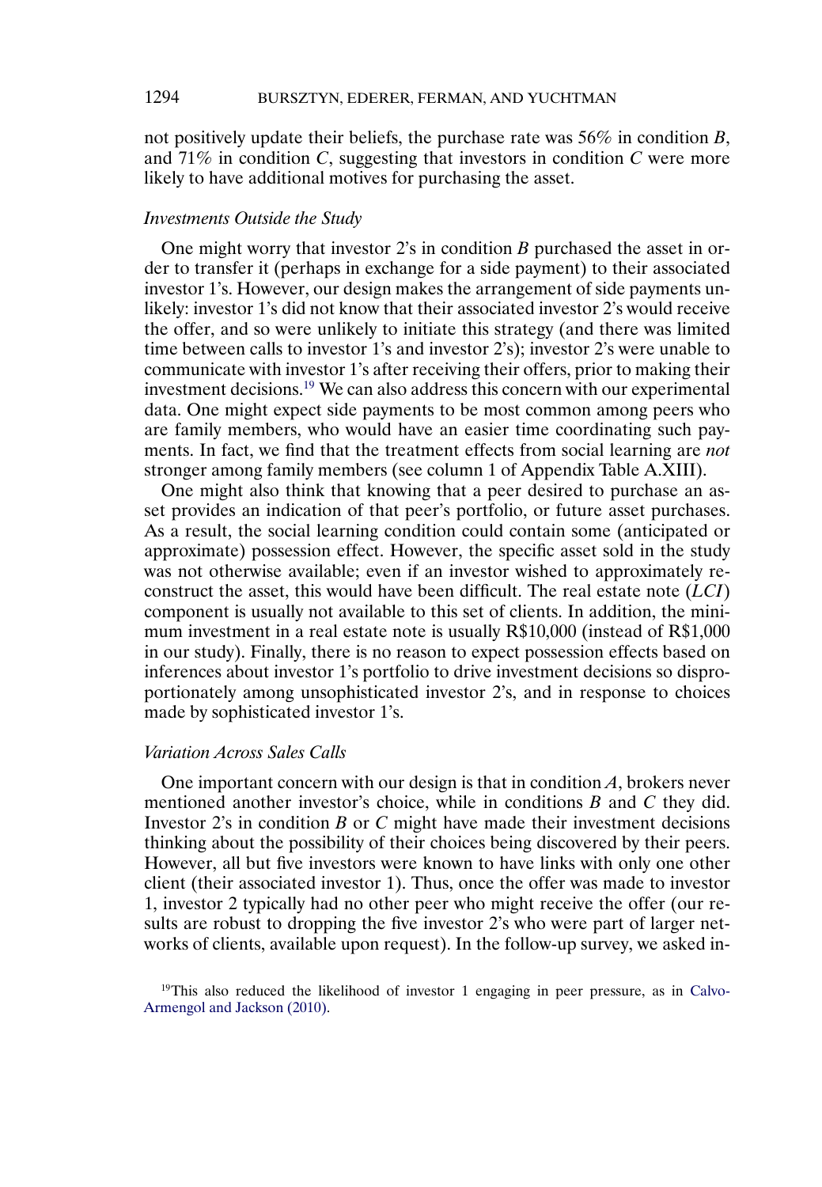not positively update their beliefs, the purchase rate was 56% in condition *B*, and 71% in condition *C*, suggesting that investors in condition *C* were more likely to have additional motives for purchasing the asset.

*Investments Outside the Study*

One might worry that investor 2's in condition *B* purchased the asset in order to transfer it (perhaps in exchange for a side payment) to their associated investor 1's. However, our design makes the arrangement of side payments unlikely: investor 1's did not know that their associated investor 2's would receive the offer, and so were unlikely to initiate this strategy (and there was limited time between calls to investor 1's and investor 2's); investor 2's were unable to communicate with investor 1's after receiving their offers, prior to making their investment decisions.[19] We can also address this concern with our experimental data. One might expect side payments to be most common among peers who are family members, who would have an easier time coordinating such payments. In fact, we find that the treatment effects from social learning are *not* stronger among family members (see column 1 of Appendix Table A.XIII).

One might also think that knowing that a peer desired to purchase an asset provides an indication of that peer's portfolio, or future asset purchases. As a result, the social learning condition could contain some (anticipated or approximate) possession effect. However, the specific asset sold in the study was not otherwise available; even if an investor wished to approximately reconstruct the asset, this would have been difficult. The real estate note (*LCI*) component is usually not available to this set of clients. In addition, the minimum investment in a real estate note is usually R$10,000 (instead of R$1,000 in our study). Finally, there is no reason to expect possession effects based on inferences about investor 1's portfolio to drive investment decisions so disproportionately among unsophisticated investor 2's, and in response to choices made by sophisticated investor 1's.

*Variation Across Sales Calls*

One important concern with our design is that in condition *A*, brokers never mentioned another investor's choice, while in conditions *B* and *C* they did. Investor 2's in condition *B* or *C* might have made their investment decisions thinking about the possibility of their choices being discovered by their peers. However, all but five investors were known to have links with only one other client (their associated investor 1). Thus, once the offer was made to investor 1, investor 2 typically had no other peer who might receive the offer (our results are robust to dropping the five investor 2's who were part of larger networks of clients, available upon request). In the follow-up survey, we asked in-

[19]This also reduced the likelihood of investor 1 engaging in peer pressure, as in Calvo-Armengol and Jackson (2010).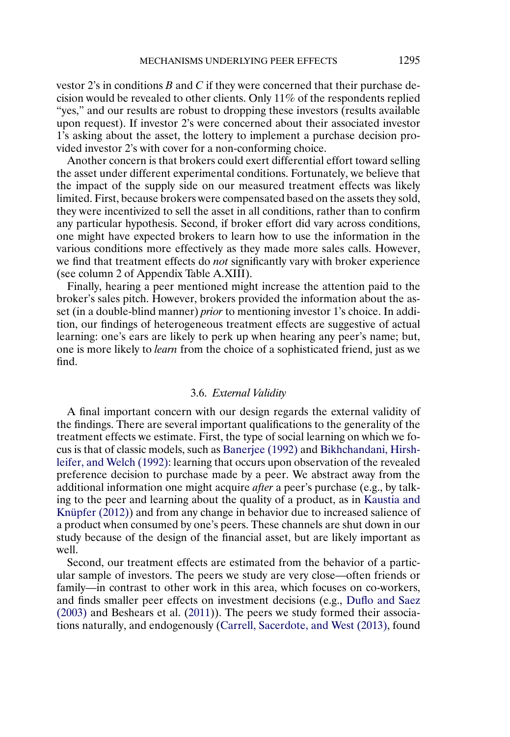vestor 2's in conditions *B* and *C* if they were concerned that their purchase decision would be revealed to other clients. Only 11% of the respondents replied "yes," and our results are robust to dropping these investors (results available upon request). If investor 2's were concerned about their associated investor 1's asking about the asset, the lottery to implement a purchase decision provided investor 2's with cover for a non-conforming choice.

Another concern is that brokers could exert differential effort toward selling the asset under different experimental conditions. Fortunately, we believe that the impact of the supply side on our measured treatment effects was likely limited. First, because brokers were compensated based on the assets they sold, they were incentivized to sell the asset in all conditions, rather than to confirm any particular hypothesis. Second, if broker effort did vary across conditions, one might have expected brokers to learn how to use the information in the various conditions more effectively as they made more sales calls. However, we find that treatment effects do *not* significantly vary with broker experience (see column 2 of Appendix Table A.XIII).

Finally, hearing a peer mentioned might increase the attention paid to the broker's sales pitch. However, brokers provided the information about the asset (in a double-blind manner) *prior* to mentioning investor 1's choice. In addition, our findings of heterogeneous treatment effects are suggestive of actual learning: one's ears are likely to perk up when hearing any peer's name; but, one is more likely to *learn* from the choice of a sophisticated friend, just as we find.

### 3.6. *External Validity*

A final important concern with our design regards the external validity of the findings. There are several important qualifications to the generality of the treatment effects we estimate. First, the type of social learning on which we focus is that of classic models, such as Banerjee (1992) and Bikhchandani, Hirshleifer, and Welch (1992): learning that occurs upon observation of the revealed preference decision to purchase made by a peer. We abstract away from the additional information one might acquire *after* a peer's purchase (e.g., by talking to the peer and learning about the quality of a product, as in Kaustia and Knüpfer (2012)) and from any change in behavior due to increased salience of a product when consumed by one's peers. These channels are shut down in our study because of the design of the financial asset, but are likely important as well.

Second, our treatment effects are estimated from the behavior of a particular sample of investors. The peers we study are very close—often friends or family—in contrast to other work in this area, which focuses on co-workers, and finds smaller peer effects on investment decisions (e.g., Duflo and Saez (2003) and Beshears et al. (2011)). The peers we study formed their associations naturally, and endogenously (Carrell, Sacerdote, and West (2013), found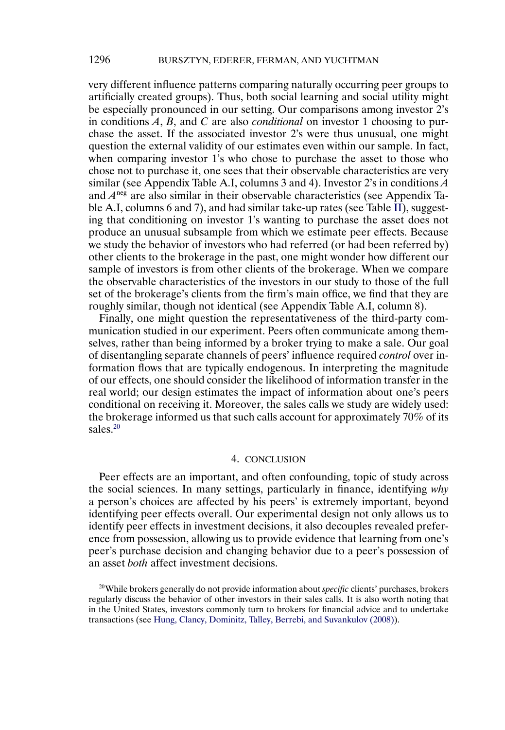very different influence patterns comparing naturally occurring peer groups to artificially created groups). Thus, both social learning and social utility might be especially pronounced in our setting. Our comparisons among investor 2's in conditions $A$, $B$, and $C$ are also *conditional* on investor 1 choosing to purchase the asset. If the associated investor 2's were thus unusual, one might question the external validity of our estimates even within our sample. In fact, when comparing investor 1's who chose to purchase the asset to those who chose not to purchase it, one sees that their observable characteristics are very similar (see Appendix Table A.I, columns 3 and 4). Investor 2's in conditions $A$ and $A^{neg}$ are also similar in their observable characteristics (see Appendix Table A.I, columns 6 and 7), and had similar take-up rates (see Table II), suggesting that conditioning on investor 1's wanting to purchase the asset does not produce an unusual subsample from which we estimate peer effects. Because we study the behavior of investors who had referred (or had been referred by) other clients to the brokerage in the past, one might wonder how different our sample of investors is from other clients of the brokerage. When we compare the observable characteristics of the investors in our study to those of the full set of the brokerage's clients from the firm's main office, we find that they are roughly similar, though not identical (see Appendix Table A.I, column 8).

Finally, one might question the representativeness of the third-party communication studied in our experiment. Peers often communicate among themselves, rather than being informed by a broker trying to make a sale. Our goal of disentangling separate channels of peers' influence required *control* over information flows that are typically endogenous. In interpreting the magnitude of our effects, one should consider the likelihood of information transfer in the real world; our design estimates the impact of information about one's peers conditional on receiving it. Moreover, the sales calls we study are widely used: the brokerage informed us that such calls account for approximately 70% of its sales.[20]

## 4. CONCLUSION

Peer effects are an important, and often confounding, topic of study across the social sciences. In many settings, particularly in finance, identifying *why* a person's choices are affected by his peers' is extremely important, beyond identifying peer effects overall. Our experimental design not only allows us to identify peer effects in investment decisions, it also decouples revealed preference from possession, allowing us to provide evidence that learning from one's peer's purchase decision and changing behavior due to a peer's possession of an asset *both* affect investment decisions.

[20]While brokers generally do not provide information about *specific* clients' purchases, brokers regularly discuss the behavior of other investors in their sales calls. It is also worth noting that in the United States, investors commonly turn to brokers for financial advice and to undertake transactions (see Hung, Clancy, Dominitz, Talley, Berrebi, and Suvankulov (2008)).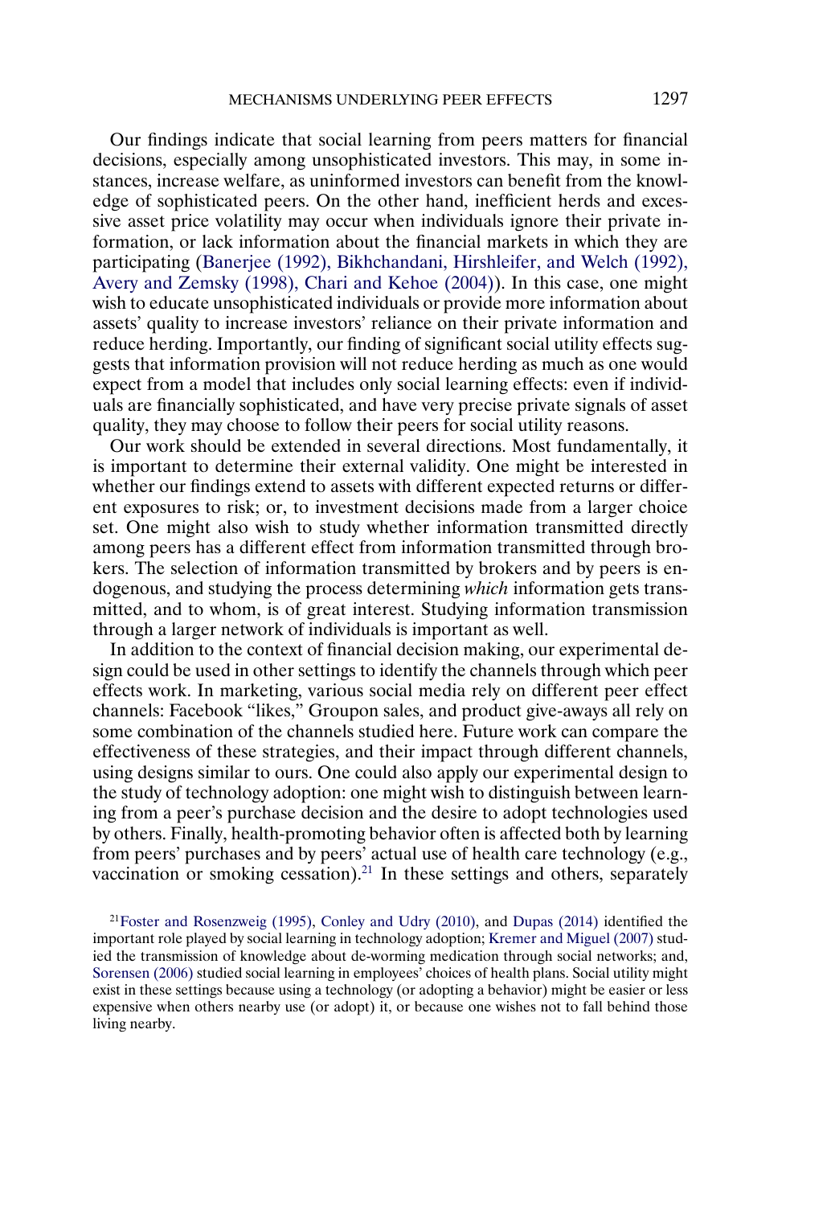Our findings indicate that social learning from peers matters for financial decisions, especially among unsophisticated investors. This may, in some instances, increase welfare, as uninformed investors can benefit from the knowledge of sophisticated peers. On the other hand, inefficient herds and excessive asset price volatility may occur when individuals ignore their private information, or lack information about the financial markets in which they are participating (Banerjee (1992), Bikhchandani, Hirshleifer, and Welch (1992), Avery and Zemsky (1998), Chari and Kehoe (2004)). In this case, one might wish to educate unsophisticated individuals or provide more information about assets' quality to increase investors' reliance on their private information and reduce herding. Importantly, our finding of significant social utility effects suggests that information provision will not reduce herding as much as one would expect from a model that includes only social learning effects: even if individuals are financially sophisticated, and have very precise private signals of asset quality, they may choose to follow their peers for social utility reasons.

Our work should be extended in several directions. Most fundamentally, it is important to determine their external validity. One might be interested in whether our findings extend to assets with different expected returns or different exposures to risk; or, to investment decisions made from a larger choice set. One might also wish to study whether information transmitted directly among peers has a different effect from information transmitted through brokers. The selection of information transmitted by brokers and by peers is endogenous, and studying the process determining *which* information gets transmitted, and to whom, is of great interest. Studying information transmission through a larger network of individuals is important as well.

In addition to the context of financial decision making, our experimental design could be used in other settings to identify the channels through which peer effects work. In marketing, various social media rely on different peer effect channels: Facebook "likes," Groupon sales, and product give-aways all rely on some combination of the channels studied here. Future work can compare the effectiveness of these strategies, and their impact through different channels, using designs similar to ours. One could also apply our experimental design to the study of technology adoption: one might wish to distinguish between learning from a peer's purchase decision and the desire to adopt technologies used by others. Finally, health-promoting behavior often is affected both by learning from peers' purchases and by peers' actual use of health care technology (e.g., vaccination or smoking cessation).[21] In these settings and others, separately

[21] Foster and Rosenzweig (1995), Conley and Udry (2010), and Dupas (2014) identified the important role played by social learning in technology adoption; Kremer and Miguel (2007) studied the transmission of knowledge about de-worming medication through social networks; and, Sorensen (2006) studied social learning in employees' choices of health plans. Social utility might exist in these settings because using a technology (or adopting a behavior) might be easier or less expensive when others nearby use (or adopt) it, or because one wishes not to fall behind those living nearby.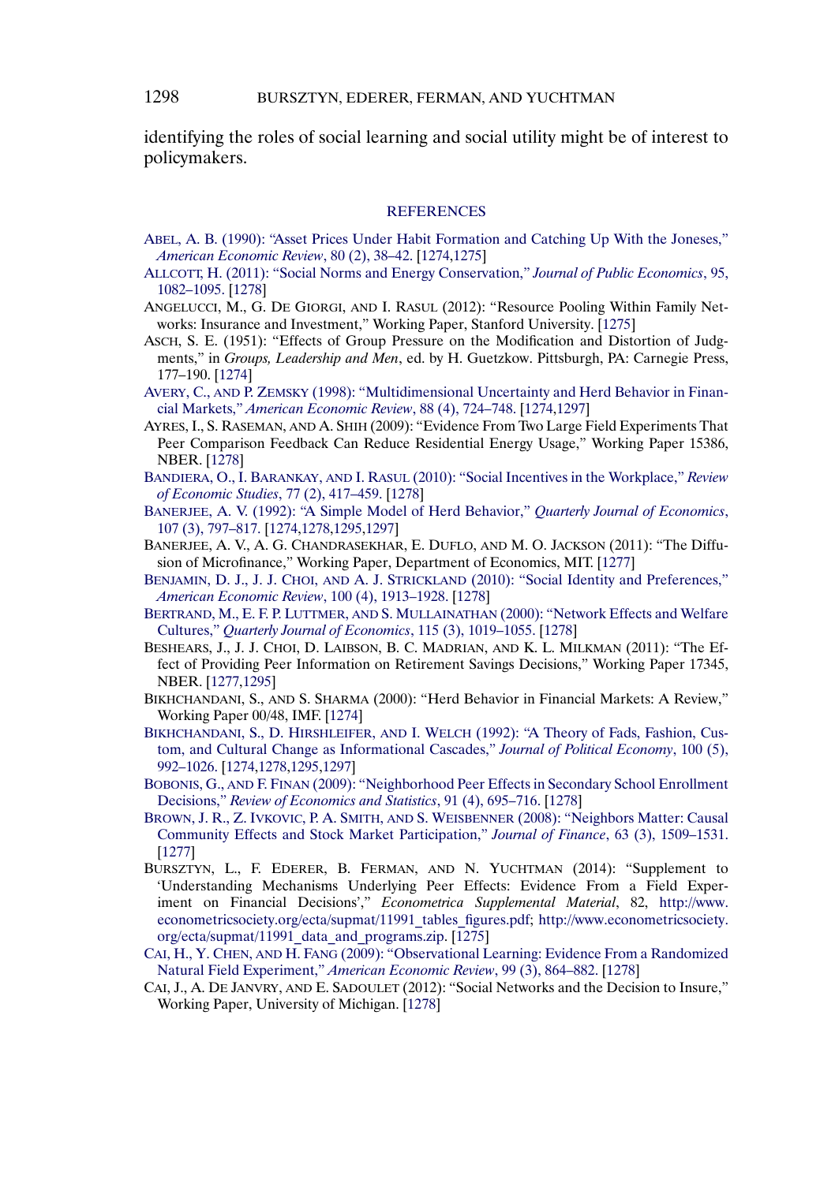identifying the roles of social learning and social utility might be of interest to policymakers.

## REFERENCES

ABEL, A. B. (1990): "Asset Prices Under Habit Formation and Catching Up With the Joneses," *American Economic Review*, 80 (2), 38–42. [1274,1275]

ALLCOTT, H. (2011): "Social Norms and Energy Conservation," *Journal of Public Economics*, 95, 1082–1095. [1278]

ANGELUCCI, M., G. DE GIORGI, AND I. RASUL (2012): "Resource Pooling Within Family Networks: Insurance and Investment," Working Paper, Stanford University. [1275]

ASCH, S. E. (1951): "Effects of Group Pressure on the Modification and Distortion of Judgments," in *Groups, Leadership and Men*, ed. by H. Guetzkow. Pittsburgh, PA: Carnegie Press, 177–190. [1274]

AVERY, C., AND P. ZEMSKY (1998): "Multidimensional Uncertainty and Herd Behavior in Financial Markets," *American Economic Review*, 88 (4), 724–748. [1274,1297]

AYRES, I., S. RASEMAN, AND A. SHIH (2009): "Evidence From Two Large Field Experiments That Peer Comparison Feedback Can Reduce Residential Energy Usage," Working Paper 15386, NBER. [1278]

BANDIERA, O., I. BARANKAY, AND I. RASUL (2010): "Social Incentives in the Workplace," *Review of Economic Studies*, 77 (2), 417–459. [1278]

BANERJEE, A. V. (1992): "A Simple Model of Herd Behavior," *Quarterly Journal of Economics*, 107 (3), 797–817. [1274,1278,1295,1297]

BANERJEE, A. V., A. G. CHANDRASEKHAR, E. DUFLO, AND M. O. JACKSON (2011): "The Diffusion of Microfinance," Working Paper, Department of Economics, MIT. [1277]

BENJAMIN, D. J., J. J. CHOI, AND A. J. STRICKLAND (2010): "Social Identity and Preferences," *American Economic Review*, 100 (4), 1913–1928. [1278]

BERTRAND, M., E. F. P. LUTTMER, AND S. MULLAINATHAN (2000): "Network Effects and Welfare Cultures," *Quarterly Journal of Economics*, 115 (3), 1019–1055. [1278]

BESHEARS, J., J. J. CHOI, D. LAIBSON, B. C. MADRIAN, AND K. L. MILKMAN (2011): "The Effect of Providing Peer Information on Retirement Savings Decisions," Working Paper 17345, NBER. [1277,1295]

BIKHCHANDANI, S., AND S. SHARMA (2000): "Herd Behavior in Financial Markets: A Review," Working Paper 00/48, IMF. [1274]

BIKHCHANDANI, S., D. HIRSHLEIFER, AND I. WELCH (1992): "A Theory of Fads, Fashion, Custom, and Cultural Change as Informational Cascades," *Journal of Political Economy*, 100 (5), 992–1026. [1274,1278,1295,1297]

BOBONIS, G., AND F. FINAN (2009): "Neighborhood Peer Effects in Secondary School Enrollment Decisions," *Review of Economics and Statistics*, 91 (4), 695–716. [1278]

BROWN, J. R., Z. IVKOVIC, P. A. SMITH, AND S. WEISBENNER (2008): "Neighbors Matter: Causal Community Effects and Stock Market Participation," *Journal of Finance*, 63 (3), 1509–1531. [1277]

BURSZTYN, L., F. EDERER, B. FERMAN, AND N. YUCHTMAN (2014): "Supplement to 'Understanding Mechanisms Underlying Peer Effects: Evidence From a Field Experiment on Financial Decisions'," *Econometrica Supplemental Material*, 82, http://www.econometricsociety.org/ecta/supmat/11991_tables_figures.pdf; http://www.econometricsociety.org/ecta/supmat/11991_data_and_programs.zip. [1275]

CAI, H., Y. CHEN, AND H. FANG (2009): "Observational Learning: Evidence From a Randomized Natural Field Experiment," *American Economic Review*, 99 (3), 864–882. [1278]

CAI, J., A. DE JANVRY, AND E. SADOULET (2012): "Social Networks and the Decision to Insure," Working Paper, University of Michigan. [1278]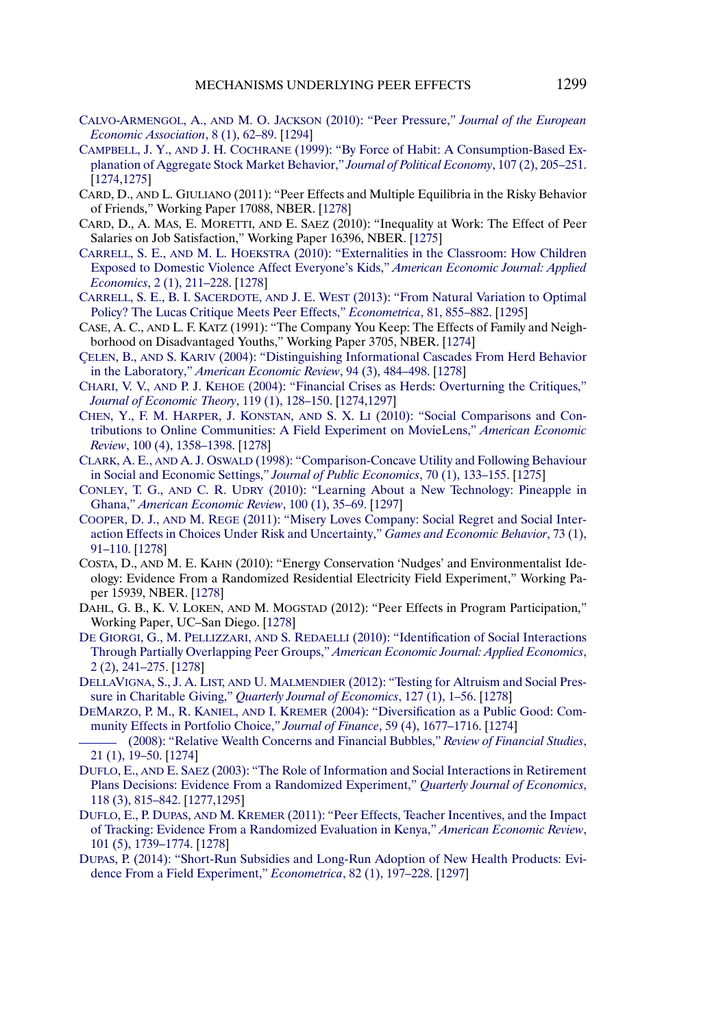CALVO-ARMENGOL, A., AND M. O. JACKSON (2010): "Peer Pressure," *Journal of the European Economic Association*, 8 (1), 62–89. [1294]

CAMPBELL, J. Y., AND J. H. COCHRANE (1999): "By Force of Habit: A Consumption-Based Explanation of Aggregate Stock Market Behavior," *Journal of Political Economy*, 107 (2), 205–251. [1274,1275]

CARD, D., AND L. GIULIANO (2011): "Peer Effects and Multiple Equilibria in the Risky Behavior of Friends," Working Paper 17088, NBER. [1278]

CARD, D., A. MAS, E. MORETTI, AND E. SAEZ (2010): "Inequality at Work: The Effect of Peer Salaries on Job Satisfaction," Working Paper 16396, NBER. [1275]

CARRELL, S. E., AND M. L. HOEKSTRA (2010): "Externalities in the Classroom: How Children Exposed to Domestic Violence Affect Everyone's Kids," *American Economic Journal: Applied Economics*, 2 (1), 211–228. [1278]

CARRELL, S. E., B. I. SACERDOTE, AND J. E. WEST (2013): "From Natural Variation to Optimal Policy? The Lucas Critique Meets Peer Effects," *Econometrica*, 81, 855–882. [1295]

CASE, A. C., AND L. F. KATZ (1991): "The Company You Keep: The Effects of Family and Neighborhood on Disadvantaged Youths," Working Paper 3705, NBER. [1274]

ÇELEN, B., AND S. KARIV (2004): "Distinguishing Informational Cascades From Herd Behavior in the Laboratory," *American Economic Review*, 94 (3), 484–498. [1278]

CHARI, V. V., AND P. J. KEHOE (2004): "Financial Crises as Herds: Overturning the Critiques," *Journal of Economic Theory*, 119 (1), 128–150. [1274,1297]

CHEN, Y., F. M. HARPER, J. KONSTAN, AND S. X. LI (2010): "Social Comparisons and Contributions to Online Communities: A Field Experiment on MovieLens," *American Economic Review*, 100 (4), 1358–1398. [1278]

CLARK, A. E., AND A. J. OSWALD (1998): "Comparison-Concave Utility and Following Behaviour in Social and Economic Settings," *Journal of Public Economics*, 70 (1), 133–155. [1275]

CONLEY, T. G., AND C. R. UDRY (2010): "Learning About a New Technology: Pineapple in Ghana," *American Economic Review*, 100 (1), 35–69. [1297]

COOPER, D. J., AND M. REGE (2011): "Misery Loves Company: Social Regret and Social Interaction Effects in Choices Under Risk and Uncertainty," *Games and Economic Behavior*, 73 (1), 91–110. [1278]

COSTA, D., AND M. E. KAHN (2010): "Energy Conservation 'Nudges' and Environmentalist Ideology: Evidence From a Randomized Residential Electricity Field Experiment," Working Paper 15939, NBER. [1278]

DAHL, G. B., K. V. LOKEN, AND M. MOGSTAD (2012): "Peer Effects in Program Participation," Working Paper, UC–San Diego. [1278]

DE GIORGI, G., M. PELLIZZARI, AND S. REDAELLI (2010): "Identification of Social Interactions Through Partially Overlapping Peer Groups," *American Economic Journal: Applied Economics*, 2 (2), 241–275. [1278]

DELLAVIGNA, S., J. A. LIST, AND U. MALMENDIER (2012): "Testing for Altruism and Social Pressure in Charitable Giving," *Quarterly Journal of Economics*, 127 (1), 1–56. [1278]

DEMARZO, P. M., R. KANIEL, AND I. KREMER (2004): "Diversification as a Public Good: Community Effects in Portfolio Choice," *Journal of Finance*, 59 (4), 1677–1716. [1274]

——— (2008): "Relative Wealth Concerns and Financial Bubbles," *Review of Financial Studies*, 21 (1), 19–50. [1274]

DUFLO, E., AND E. SAEZ (2003): "The Role of Information and Social Interactions in Retirement Plans Decisions: Evidence From a Randomized Experiment," *Quarterly Journal of Economics*, 118 (3), 815–842. [1277,1295]

DUFLO, E., P. DUPAS, AND M. KREMER (2011): "Peer Effects, Teacher Incentives, and the Impact of Tracking: Evidence From a Randomized Evaluation in Kenya," *American Economic Review*, 101 (5), 1739–1774. [1278]

DUPAS, P. (2014): "Short-Run Subsidies and Long-Run Adoption of New Health Products: Evidence From a Field Experiment," *Econometrica*, 82 (1), 197–228. [1297]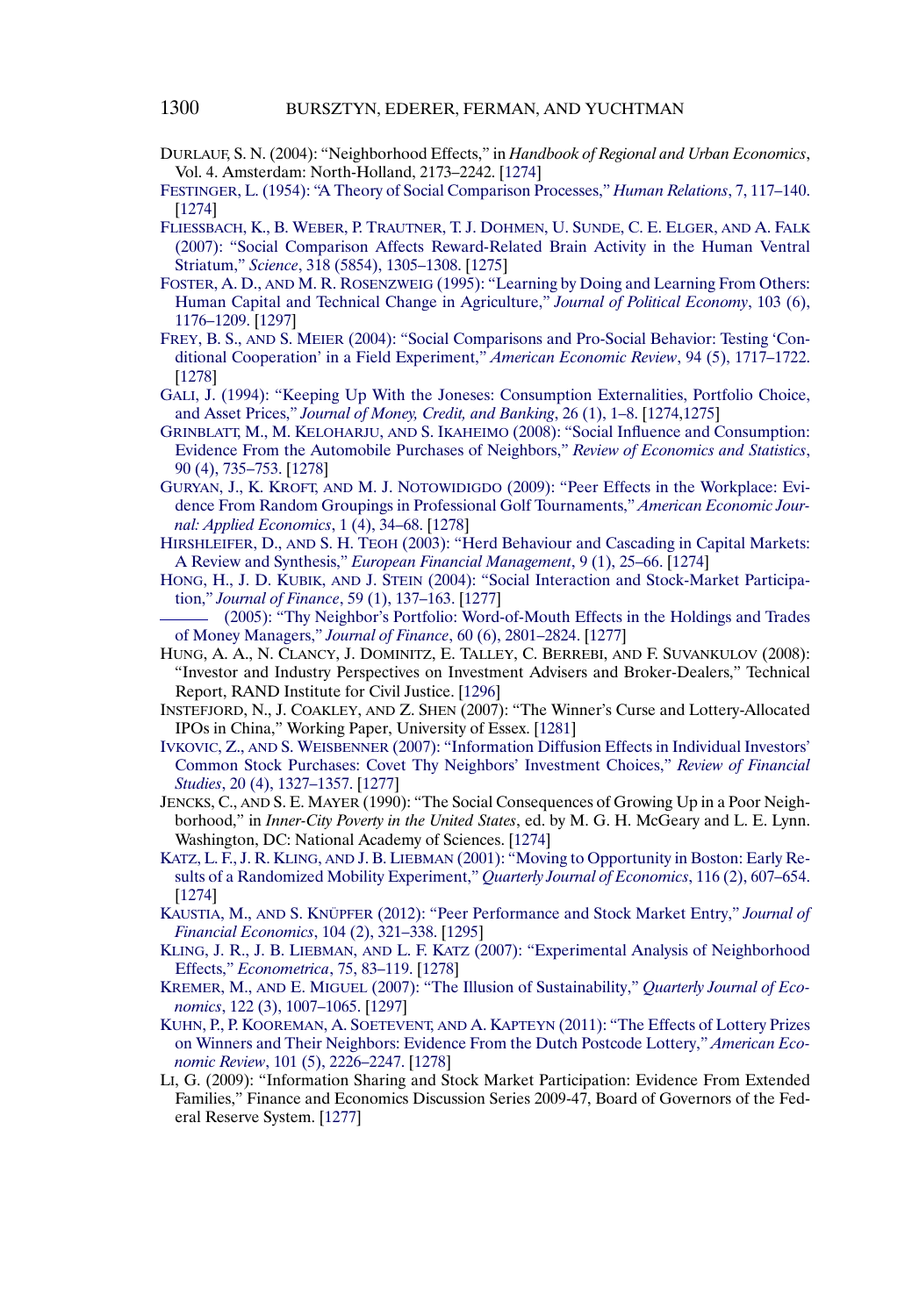DURLAUF, S. N. (2004): "Neighborhood Effects," in *Handbook of Regional and Urban Economics*, Vol. 4. Amsterdam: North-Holland, 2173–2242. [1274]

FESTINGER, L. (1954): "A Theory of Social Comparison Processes," *Human Relations*, 7, 117–140. [1274]

FLIESSBACH, K., B. WEBER, P. TRAUTNER, T. J. DOHMEN, U. SUNDE, C. E. ELGER, AND A. FALK (2007): "Social Comparison Affects Reward-Related Brain Activity in the Human Ventral Striatum," *Science*, 318 (5854), 1305–1308. [1275]

FOSTER, A. D., AND M. R. ROSENZWEIG (1995): "Learning by Doing and Learning From Others: Human Capital and Technical Change in Agriculture," *Journal of Political Economy*, 103 (6), 1176–1209. [1297]

FREY, B. S., AND S. MEIER (2004): "Social Comparisons and Pro-Social Behavior: Testing 'Conditional Cooperation' in a Field Experiment," *American Economic Review*, 94 (5), 1717–1722. [1278]

GALI, J. (1994): "Keeping Up With the Joneses: Consumption Externalities, Portfolio Choice, and Asset Prices," *Journal of Money, Credit, and Banking*, 26 (1), 1–8. [1274,1275]

GRINBLATT, M., M. KELOHARJU, AND S. IKAHEIMO (2008): "Social Influence and Consumption: Evidence From the Automobile Purchases of Neighbors," *Review of Economics and Statistics*, 90 (4), 735–753. [1278]

GURYAN, J., K. KROFT, AND M. J. NOTOWIDIGDO (2009): "Peer Effects in the Workplace: Evidence From Random Groupings in Professional Golf Tournaments," *American Economic Journal: Applied Economics*, 1 (4), 34–68. [1278]

HIRSHLEIFER, D., AND S. H. TEOH (2003): "Herd Behaviour and Cascading in Capital Markets: A Review and Synthesis," *European Financial Management*, 9 (1), 25–66. [1274]

HONG, H., J. D. KUBIK, AND J. STEIN (2004): "Social Interaction and Stock-Market Participation," *Journal of Finance*, 59 (1), 137–163. [1277]

——— (2005): "Thy Neighbor's Portfolio: Word-of-Mouth Effects in the Holdings and Trades of Money Managers," *Journal of Finance*, 60 (6), 2801–2824. [1277]

HUNG, A. A., N. CLANCY, J. DOMINITZ, E. TALLEY, C. BERREBI, AND F. SUVANKULOV (2008): "Investor and Industry Perspectives on Investment Advisers and Broker-Dealers," Technical Report, RAND Institute for Civil Justice. [1296]

INSTEFJORD, N., J. COAKLEY, AND Z. SHEN (2007): "The Winner's Curse and Lottery-Allocated IPOs in China," Working Paper, University of Essex. [1281]

IVKOVIC, Z., AND S. WEISBENNER (2007): "Information Diffusion Effects in Individual Investors' Common Stock Purchases: Covet Thy Neighbors' Investment Choices," *Review of Financial Studies*, 20 (4), 1327–1357. [1277]

JENCKS, C., AND S. E. MAYER (1990): "The Social Consequences of Growing Up in a Poor Neighborhood," in *Inner-City Poverty in the United States*, ed. by M. G. H. McGeary and L. E. Lynn. Washington, DC: National Academy of Sciences. [1274]

KATZ, L. F., J. R. KLING, AND J. B. LIEBMAN (2001): "Moving to Opportunity in Boston: Early Results of a Randomized Mobility Experiment," *Quarterly Journal of Economics*, 116 (2), 607–654. [1274]

KAUSTIA, M., AND S. KNÜPFER (2012): "Peer Performance and Stock Market Entry," *Journal of Financial Economics*, 104 (2), 321–338. [1295]

KLING, J. R., J. B. LIEBMAN, AND L. F. KATZ (2007): "Experimental Analysis of Neighborhood Effects," *Econometrica*, 75, 83–119. [1278]

KREMER, M., AND E. MIGUEL (2007): "The Illusion of Sustainability," *Quarterly Journal of Economics*, 122 (3), 1007–1065. [1297]

KUHN, P., P. KOOREMAN, A. SOETEVENT, AND A. KAPTEYN (2011): "The Effects of Lottery Prizes on Winners and Their Neighbors: Evidence From the Dutch Postcode Lottery," *American Economic Review*, 101 (5), 2226–2247. [1278]

LI, G. (2009): "Information Sharing and Stock Market Participation: Evidence From Extended Families," Finance and Economics Discussion Series 2009-47, Board of Governors of the Federal Reserve System. [1277]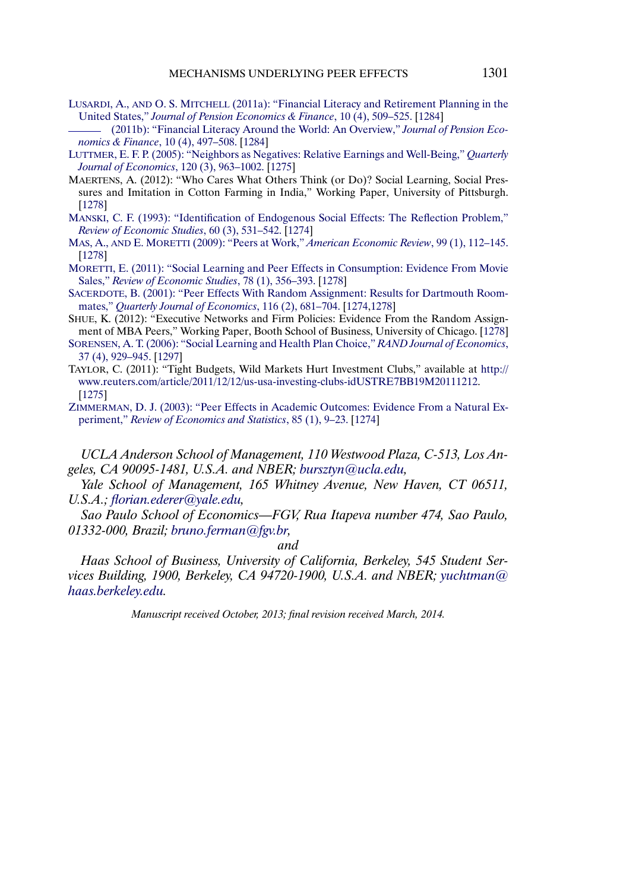LUSARDI, A., AND O. S. MITCHELL (2011a): "Financial Literacy and Retirement Planning in the United States," *Journal of Pension Economics & Finance*, 10 (4), 509–525. [1284]

——— (2011b): "Financial Literacy Around the World: An Overview," *Journal of Pension Economics & Finance*, 10 (4), 497–508. [1284]

LUTTMER, E. F. P. (2005): "Neighbors as Negatives: Relative Earnings and Well-Being," *Quarterly Journal of Economics*, 120 (3), 963–1002. [1275]

MAERTENS, A. (2012): "Who Cares What Others Think (or Do)? Social Learning, Social Pressures and Imitation in Cotton Farming in India," Working Paper, University of Pittsburgh. [1278]

MANSKI, C. F. (1993): "Identification of Endogenous Social Effects: The Reflection Problem," *Review of Economic Studies*, 60 (3), 531–542. [1274]

MAS, A., AND E. MORETTI (2009): "Peers at Work," *American Economic Review*, 99 (1), 112–145. [1278]

MORETTI, E. (2011): "Social Learning and Peer Effects in Consumption: Evidence From Movie Sales," *Review of Economic Studies*, 78 (1), 356–393. [1278]

SACERDOTE, B. (2001): "Peer Effects With Random Assignment: Results for Dartmouth Roommates," *Quarterly Journal of Economics*, 116 (2), 681–704. [1274,1278]

SHUE, K. (2012): "Executive Networks and Firm Policies: Evidence From the Random Assignment of MBA Peers," Working Paper, Booth School of Business, University of Chicago. [1278]

SORENSEN, A. T. (2006): "Social Learning and Health Plan Choice," *RAND Journal of Economics*, 37 (4), 929–945. [1297]

TAYLOR, C. (2011): "Tight Budgets, Wild Markets Hurt Investment Clubs," available at http://www.reuters.com/article/2011/12/12/us-usa-investing-clubs-idUSTRE7BB19M20111212. [1275]

ZIMMERMAN, D. J. (2003): "Peer Effects in Academic Outcomes: Evidence From a Natural Experiment," *Review of Economics and Statistics*, 85 (1), 9–23. [1274]

*UCLA Anderson School of Management, 110 Westwood Plaza, C-513, Los Angeles, CA 90095-1481, U.S.A. and NBER; bursztyn@ucla.edu,*

*Yale School of Management, 165 Whitney Avenue, New Haven, CT 06511, U.S.A.; florian.ederer@yale.edu,*

*Sao Paulo School of Economics—FGV, Rua Itapeva number 474, Sao Paulo, 01332-000, Brazil; bruno.ferman@fgv.br,*

*and*

*Haas School of Business, University of California, Berkeley, 545 Student Services Building, 1900, Berkeley, CA 94720-1900, U.S.A. and NBER; yuchtman@haas.berkeley.edu.*

*Manuscript received October, 2013; final revision received March, 2014.*